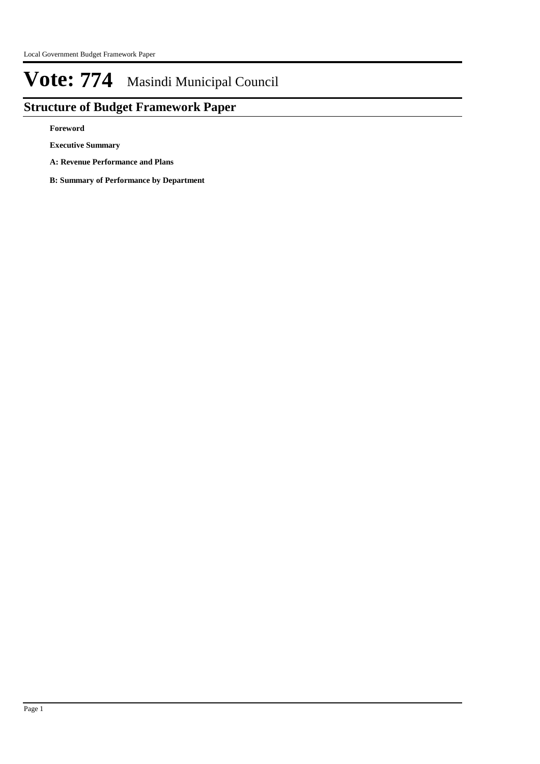# Vote: 774 Masindi Municipal Council

## Structure of Budget Framework Paper

**Foreword**

**Executive Summary**

**A: Revenue Performance and Plans**

**B: Summary of Performance by Department**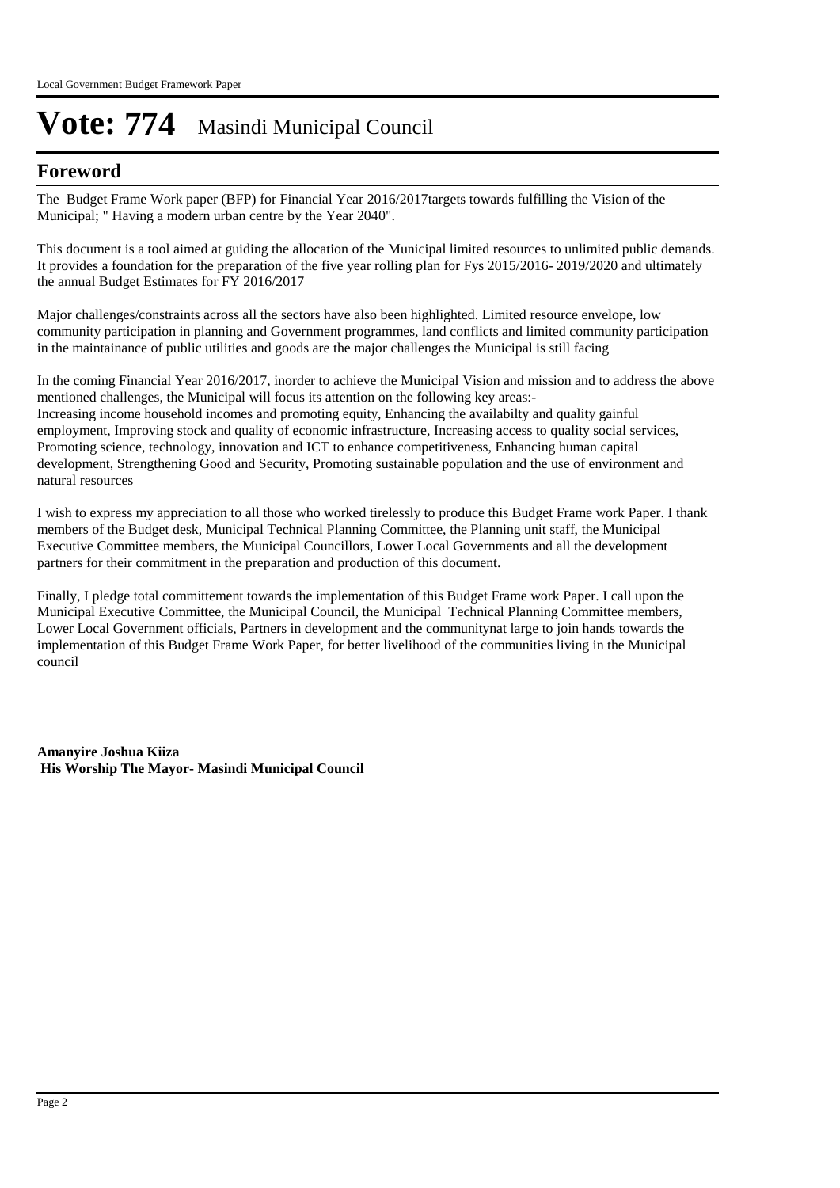# Vote: 774 Masindi Municipal Council

## Foreword

The Budget Frame Work paper (BFP) for Financial Year 2016/2017targets towards fulfilling the Vision of the Municipal; " Having a modern urban centre by the Year 2040".

This document is a tool aimed at guiding the allocation of the Municipal limited resources to unlimited public demands. It provides a foundation for the preparation of the five year rolling plan for Fys 2015/2016- 2019/2020 and ultimately the annual Budget Estimates for FY 2016/2017

Major challenges/constraints across all the sectors have also been highlighted. Limited resource envelope, low community participation in planning and Government programmes, land conflicts and limited community participation in the maintainance of public utilities and goods are the major challenges the Municipal is still facing

In the coming Financial Year 2016/2017, inorder to achieve the Municipal Vision and mission and to address the above mentioned challenges, the Municipal will focus its attention on the following key areas:-
Increasing income household incomes and promoting equity, Enhancing the availabilty and quality gainful employment, Improving stock and quality of economic infrastructure, Increasing access to quality social services, Promoting science, technology, innovation and ICT to enhance competitiveness, Enhancing human capital development, Strengthening Good and Security, Promoting sustainable population and the use of environment and natural resources

I wish to express my appreciation to all those who worked tirelessly to produce this Budget Frame work Paper. I thank members of the Budget desk, Municipal Technical Planning Committee, the Planning unit staff, the Municipal Executive Committee members, the Municipal Councillors, Lower Local Governments and all the development partners for their commitment in the preparation and production of this document.

Finally, I pledge total committement towards the implementation of this Budget Frame work Paper. I call upon the Municipal Executive Committee, the Municipal Council, the Municipal Technical Planning Committee members, Lower Local Government officials, Partners in development and the communitynat large to join hands towards the implementation of this Budget Frame Work Paper, for better livelihood of the communities living in the Municipal council

**Amanyire Joshua Kiiza**
**His Worship The Mayor- Masindi Municipal Council**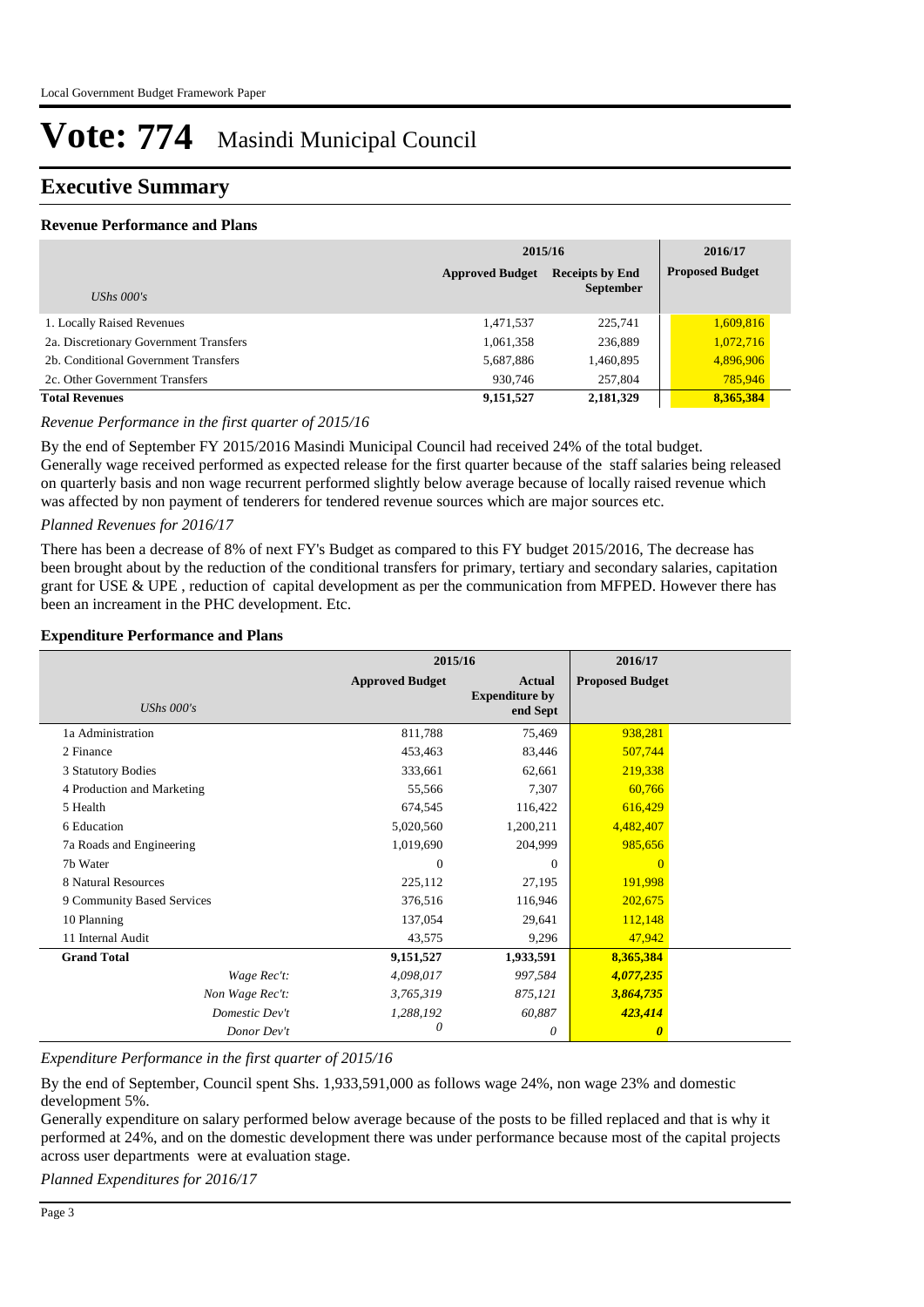# Vote: 774 Masindi Municipal Council

## Executive Summary

### Revenue Performance and Plans

| UShs 000's | 2015/16 Approved Budget | 2015/16 Receipts by End September | 2016/17 Proposed Budget |
|---|---|---|---|
| 1. Locally Raised Revenues | 1,471,537 | 225,741 | 1,609,816 |
| 2a. Discretionary Government Transfers | 1,061,358 | 236,889 | 1,072,716 |
| 2b. Conditional Government Transfers | 5,687,886 | 1,460,895 | 4,896,906 |
| 2c. Other Government Transfers | 930,746 | 257,804 | 785,946 |
| **Total Revenues** | **9,151,527** | **2,181,329** | **8,365,384** |

*Revenue Performance in the first quarter of 2015/16*

By the end of September FY 2015/2016 Masindi Municipal Council had received 24% of the total budget. Generally wage received performed as expected release for the first quarter because of the staff salaries being released on quarterly basis and non wage recurrent performed slightly below average because of locally raised revenue which was affected by non payment of tenderers for tendered revenue sources which are major sources etc.

*Planned Revenues for 2016/17*

There has been a decrease of 8% of next FY's Budget as compared to this FY budget 2015/2016, The decrease has been brought about by the reduction of the conditional transfers for primary, tertiary and secondary salaries, capitation grant for USE & UPE , reduction of capital development as per the communication from MFPED. However there has been an increament in the PHC development. Etc.

### Expenditure Performance and Plans

| UShs 000's | 2015/16 Approved Budget | 2015/16 Actual Expenditure by end Sept | 2016/17 Proposed Budget |
|---|---|---|---|
| 1a Administration | 811,788 | 75,469 | 938,281 |
| 2 Finance | 453,463 | 83,446 | 507,744 |
| 3 Statutory Bodies | 333,661 | 62,661 | 219,338 |
| 4 Production and Marketing | 55,566 | 7,307 | 60,766 |
| 5 Health | 674,545 | 116,422 | 616,429 |
| 6 Education | 5,020,560 | 1,200,211 | 4,482,407 |
| 7a Roads and Engineering | 1,019,690 | 204,999 | 985,656 |
| 7b Water | 0 | 0 | 0 |
| 8 Natural Resources | 225,112 | 27,195 | 191,998 |
| 9 Community Based Services | 376,516 | 116,946 | 202,675 |
| 10 Planning | 137,054 | 29,641 | 112,148 |
| 11 Internal Audit | 43,575 | 9,296 | 47,942 |
| **Grand Total** | **9,151,527** | **1,933,591** | **8,365,384** |
| *Wage Rec't:* | *4,098,017* | *997,584* | ***4,077,235*** |
| *Non Wage Rec't:* | *3,765,319* | *875,121* | ***3,864,735*** |
| *Domestic Dev't* | *1,288,192* | *60,887* | ***423,414*** |
| *Donor Dev't* | *0* | *0* | ***0*** |

*Expenditure Performance in the first quarter of 2015/16*

By the end of September, Council spent Shs. 1,933,591,000 as follows wage 24%, non wage 23% and domestic development 5%.
Generally expenditure on salary performed below average because of the posts to be filled replaced and that is why it performed at 24%, and on the domestic development there was under performance because most of the capital projects across user departments were at evaluation stage.

*Planned Expenditures for 2016/17*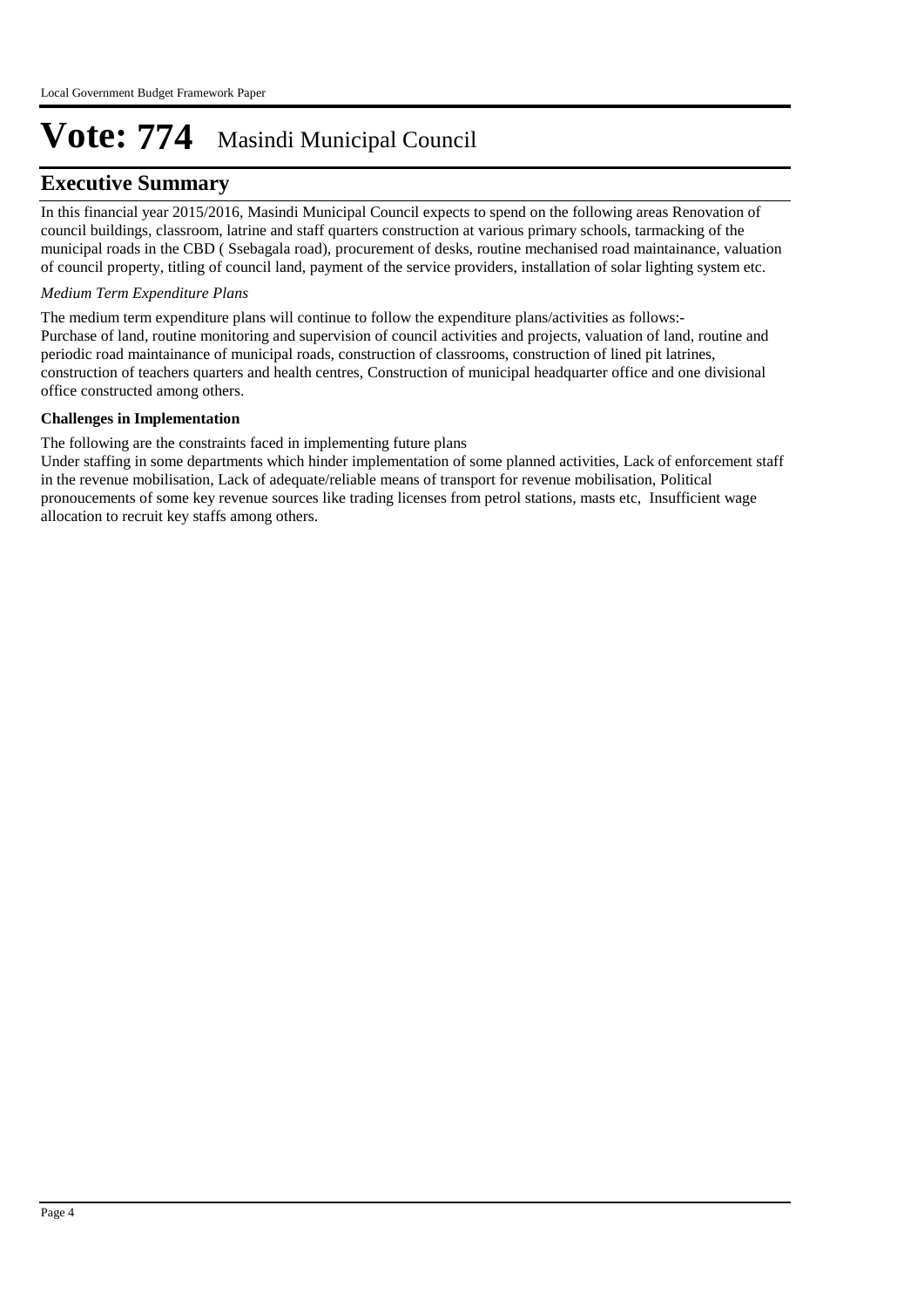# Vote: 774 Masindi Municipal Council

## Executive Summary

In this financial year 2015/2016, Masindi Municipal Council expects to spend on the following areas Renovation of council buildings, classroom, latrine and staff quarters construction at various primary schools, tarmacking of the municipal roads in the CBD ( Ssebagala road), procurement of desks, routine mechanised road maintainance, valuation of council property, titling of council land, payment of the service providers, installation of solar lighting system etc.

*Medium Term Expenditure Plans*

The medium term expenditure plans will continue to follow the expenditure plans/activities as follows:-
Purchase of land, routine monitoring and supervision of council activities and projects, valuation of land, routine and periodic road maintainance of municipal roads, construction of classrooms, construction of lined pit latrines, construction of teachers quarters and health centres, Construction of municipal headquarter office and one divisional office constructed among others.

**Challenges in Implementation**

The following are the constraints faced in implementing future plans
Under staffing in some departments which hinder implementation of some planned activities, Lack of enforcement staff in the revenue mobilisation, Lack of adequate/reliable means of transport for revenue mobilisation, Political pronoucements of some key revenue sources like trading licenses from petrol stations, masts etc, Insufficient wage allocation to recruit key staffs among others.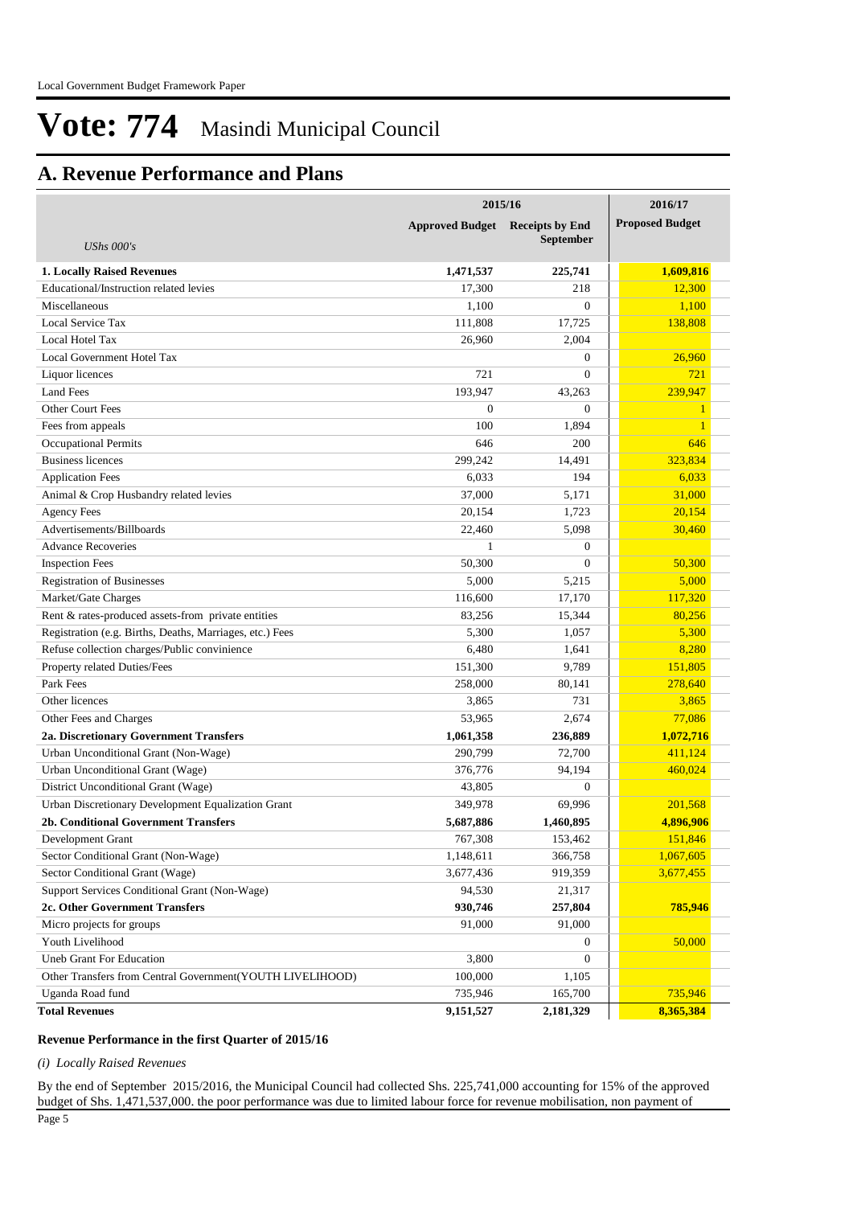# Vote: 774 Masindi Municipal Council

## A. Revenue Performance and Plans

| | 2015/16 | | 2016/17 |
|---|---|---|---|
| *UShs 000's* | Approved Budget | Receipts by End September | Proposed Budget |
| **1. Locally Raised Revenues** | **1,471,537** | **225,741** | **1,609,816** |
| Educational/Instruction related levies | 17,300 | 218 | 12,300 |
| Miscellaneous | 1,100 | 0 | 1,100 |
| Local Service Tax | 111,808 | 17,725 | 138,808 |
| Local Hotel Tax | 26,960 | 2,004 | |
| Local Government Hotel Tax | | 0 | 26,960 |
| Liquor licences | 721 | 0 | 721 |
| Land Fees | 193,947 | 43,263 | 239,947 |
| Other Court Fees | 0 | 0 | 1 |
| Fees from appeals | 100 | 1,894 | 1 |
| Occupational Permits | 646 | 200 | 646 |
| Business licences | 299,242 | 14,491 | 323,834 |
| Application Fees | 6,033 | 194 | 6,033 |
| Animal & Crop Husbandry related levies | 37,000 | 5,171 | 31,000 |
| Agency Fees | 20,154 | 1,723 | 20,154 |
| Advertisements/Billboards | 22,460 | 5,098 | 30,460 |
| Advance Recoveries | 1 | 0 | |
| Inspection Fees | 50,300 | 0 | 50,300 |
| Registration of Businesses | 5,000 | 5,215 | 5,000 |
| Market/Gate Charges | 116,600 | 17,170 | 117,320 |
| Rent & rates-produced assets-from private entities | 83,256 | 15,344 | 80,256 |
| Registration (e.g. Births, Deaths, Marriages, etc.) Fees | 5,300 | 1,057 | 5,300 |
| Refuse collection charges/Public convinience | 6,480 | 1,641 | 8,280 |
| Property related Duties/Fees | 151,300 | 9,789 | 151,805 |
| Park Fees | 258,000 | 80,141 | 278,640 |
| Other licences | 3,865 | 731 | 3,865 |
| Other Fees and Charges | 53,965 | 2,674 | 77,086 |
| **2a. Discretionary Government Transfers** | **1,061,358** | **236,889** | **1,072,716** |
| Urban Unconditional Grant (Non-Wage) | 290,799 | 72,700 | 411,124 |
| Urban Unconditional Grant (Wage) | 376,776 | 94,194 | 460,024 |
| District Unconditional Grant (Wage) | 43,805 | 0 | |
| Urban Discretionary Development Equalization Grant | 349,978 | 69,996 | 201,568 |
| **2b. Conditional Government Transfers** | **5,687,886** | **1,460,895** | **4,896,906** |
| Development Grant | 767,308 | 153,462 | 151,846 |
| Sector Conditional Grant (Non-Wage) | 1,148,611 | 366,758 | 1,067,605 |
| Sector Conditional Grant (Wage) | 3,677,436 | 919,359 | 3,677,455 |
| Support Services Conditional Grant (Non-Wage) | 94,530 | 21,317 | |
| **2c. Other Government Transfers** | **930,746** | **257,804** | **785,946** |
| Micro projects for groups | 91,000 | 91,000 | |
| Youth Livelihood | | 0 | 50,000 |
| Uneb Grant For Education | 3,800 | 0 | |
| Other Transfers from Central Government(YOUTH LIVELIHOOD) | 100,000 | 1,105 | |
| Uganda Road fund | 735,946 | 165,700 | 735,946 |
| **Total Revenues** | **9,151,527** | **2,181,329** | **8,365,384** |

**Revenue Performance in the first Quarter of 2015/16**

*(i) Locally Raised Revenues*

By the end of September 2015/2016, the Municipal Council had collected Shs. 225,741,000 accounting for 15% of the approved budget of Shs. 1,471,537,000. the poor performance was due to limited labour force for revenue mobilisation, non payment of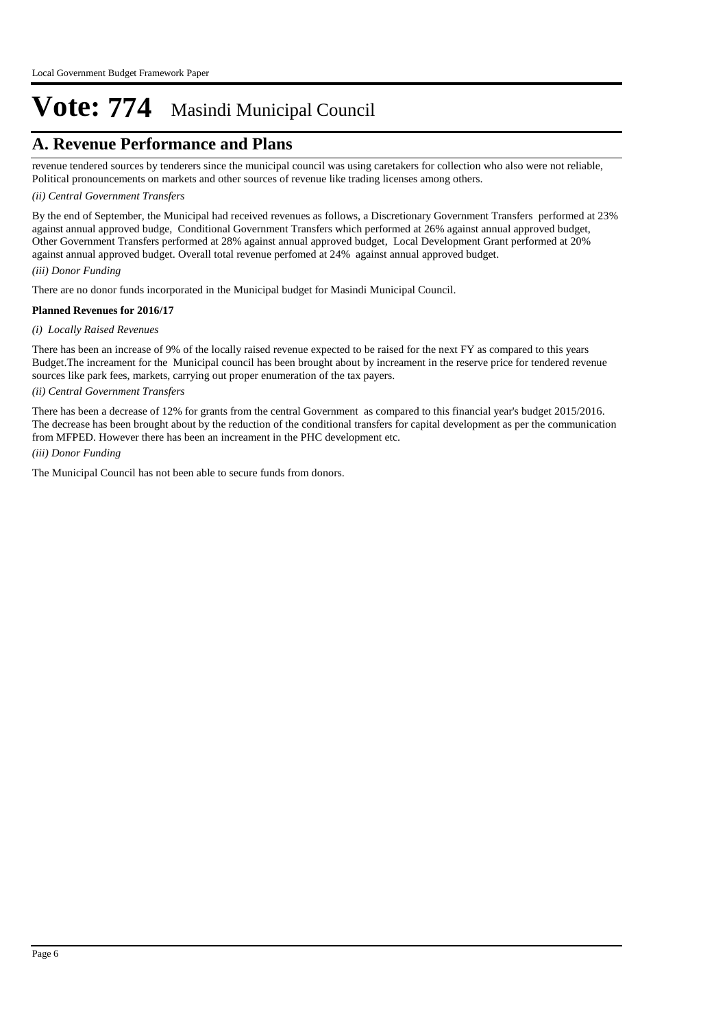# Vote: 774 Masindi Municipal Council

## A. Revenue Performance and Plans

revenue tendered sources by tenderers since the municipal council was using caretakers for collection who also were not reliable, Political pronouncements on markets and other sources of revenue like trading licenses among others.

*(ii) Central Government Transfers*

By the end of September, the Municipal had received revenues as follows, a Discretionary Government Transfers performed at 23% against annual approved budge, Conditional Government Transfers which performed at 26% against annual approved budget, Other Government Transfers performed at 28% against annual approved budget, Local Development Grant performed at 20% against annual approved budget. Overall total revenue perfomed at 24% against annual approved budget.

*(iii) Donor Funding*

There are no donor funds incorporated in the Municipal budget for Masindi Municipal Council.

**Planned Revenues for 2016/17**

*(i) Locally Raised Revenues*

There has been an increase of 9% of the locally raised revenue expected to be raised for the next FY as compared to this years Budget.The increament for the Municipal council has been brought about by increament in the reserve price for tendered revenue sources like park fees, markets, carrying out proper enumeration of the tax payers.

*(ii) Central Government Transfers*

There has been a decrease of 12% for grants from the central Government as compared to this financial year's budget 2015/2016. The decrease has been brought about by the reduction of the conditional transfers for capital development as per the communication from MFPED. However there has been an increament in the PHC development etc.

*(iii) Donor Funding*

The Municipal Council has not been able to secure funds from donors.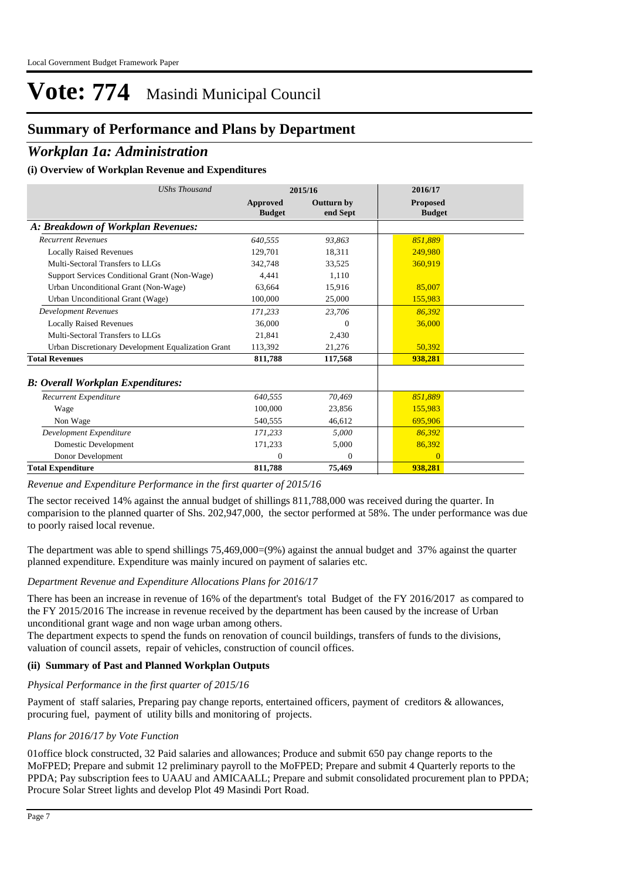# Vote: 774 Masindi Municipal Council

## Summary of Performance and Plans by Department

## *Workplan 1a: Administration*

### (i) Overview of Workplan Revenue and Expenditures

| *UShs Thousand* | 2015/16 | | 2016/17 |
|---|---|---|---|
| | **Approved Budget** | **Outturn by end Sept** | **Proposed Budget** |
| ***A: Breakdown of Workplan Revenues:*** | | | |
| *Recurrent Revenues* | *640,555* | *93,863* | *851,889* |
| Locally Raised Revenues | 129,701 | 18,311 | 249,980 |
| Multi-Sectoral Transfers to LLGs | 342,748 | 33,525 | 360,919 |
| Support Services Conditional Grant (Non-Wage) | 4,441 | 1,110 | |
| Urban Unconditional Grant (Non-Wage) | 63,664 | 15,916 | 85,007 |
| Urban Unconditional Grant (Wage) | 100,000 | 25,000 | 155,983 |
| *Development Revenues* | *171,233* | *23,706* | *86,392* |
| Locally Raised Revenues | 36,000 | 0 | 36,000 |
| Multi-Sectoral Transfers to LLGs | 21,841 | 2,430 | |
| Urban Discretionary Development Equalization Grant | 113,392 | 21,276 | 50,392 |
| **Total Revenues** | **811,788** | **117,568** | **938,281** |
| ***B: Overall Workplan Expenditures:*** | | | |
| *Recurrent Expenditure* | *640,555* | *70,469* | *851,889* |
| Wage | 100,000 | 23,856 | 155,983 |
| Non Wage | 540,555 | 46,612 | 695,906 |
| *Development Expenditure* | *171,233* | *5,000* | *86,392* |
| Domestic Development | 171,233 | 5,000 | 86,392 |
| Donor Development | 0 | 0 | 0 |
| **Total Expenditure** | **811,788** | **75,469** | **938,281** |

*Revenue and Expenditure Performance in the first quarter of 2015/16*

The sector received 14% against the annual budget of shillings 811,788,000 was received during the quarter. In comparision to the planned quarter of Shs. 202,947,000, the sector performed at 58%. The under performance was due to poorly raised local revenue.

The department was able to spend shillings 75,469,000=(9%) against the annual budget and 37% against the quarter planned expenditure. Expenditure was mainly incured on payment of salaries etc.

*Department Revenue and Expenditure Allocations Plans for 2016/17*

There has been an increase in revenue of 16% of the department's total Budget of the FY 2016/2017 as compared to the FY 2015/2016 The increase in revenue received by the department has been caused by the increase of Urban unconditional grant wage and non wage urban among others.
The department expects to spend the funds on renovation of council buildings, transfers of funds to the divisions, valuation of council assets, repair of vehicles, construction of council offices.

### (ii) Summary of Past and Planned Workplan Outputs

*Physical Performance in the first quarter of 2015/16*

Payment of staff salaries, Preparing pay change reports, entertained officers, payment of creditors & allowances, procuring fuel, payment of utility bills and monitoring of projects.

*Plans for 2016/17 by Vote Function*

01office block constructed, 32 Paid salaries and allowances; Produce and submit 650 pay change reports to the MoFPED; Prepare and submit 12 preliminary payroll to the MoFPED; Prepare and submit 4 Quarterly reports to the PPDA; Pay subscription fees to UAAU and AMICAALL; Prepare and submit consolidated procurement plan to PPDA; Procure Solar Street lights and develop Plot 49 Masindi Port Road.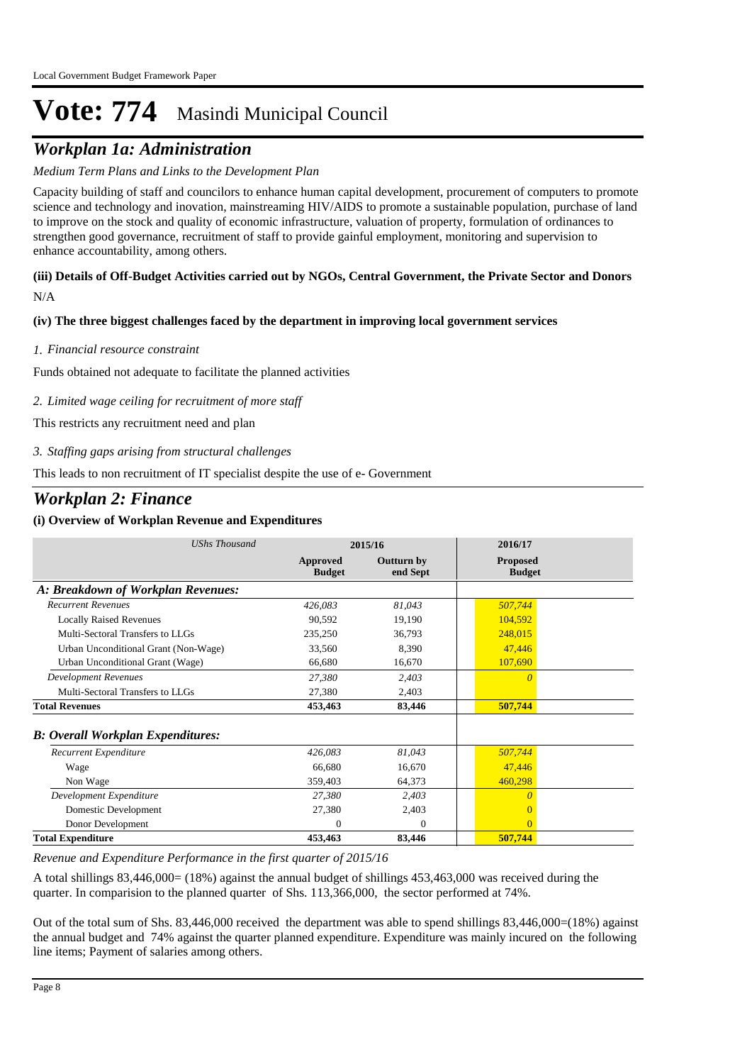# Vote: 774 Masindi Municipal Council

## *Workplan 1a: Administration*

*Medium Term Plans and Links to the Development Plan*

Capacity building of staff and councilors to enhance human capital development, procurement of computers to promote science and technology and inovation, mainstreaming HIV/AIDS to promote a sustainable population, purchase of land to improve on the stock and quality of economic infrastructure, valuation of property, formulation of ordinances to strengthen good governance, recruitment of staff to provide gainful employment, monitoring and supervision to enhance accountability, among others.

**(iii) Details of Off-Budget Activities carried out by NGOs, Central Government, the Private Sector and Donors**

N/A

**(iv) The three biggest challenges faced by the department in improving local government services**

*1. Financial resource constraint*

Funds obtained not adequate to facilitate the planned activities

*2. Limited wage ceiling for recruitment of more staff*

This restricts any recruitment need and plan

*3. Staffing gaps arising from structural challenges*

This leads to non recruitment of IT specialist despite the use of e- Government

## *Workplan 2: Finance*

**(i) Overview of Workplan Revenue and Expenditures**

| *UShs Thousand* | 2015/16 | | 2016/17 |
|---|---|---|---|
| | **Approved Budget** | **Outturn by end Sept** | **Proposed Budget** |
| ***A: Breakdown of Workplan Revenues:*** | | | |
| *Recurrent Revenues* | *426,083* | *81,043* | *507,744* |
| Locally Raised Revenues | 90,592 | 19,190 | 104,592 |
| Multi-Sectoral Transfers to LLGs | 235,250 | 36,793 | 248,015 |
| Urban Unconditional Grant (Non-Wage) | 33,560 | 8,390 | 47,446 |
| Urban Unconditional Grant (Wage) | 66,680 | 16,670 | 107,690 |
| *Development Revenues* | *27,380* | *2,403* | *0* |
| Multi-Sectoral Transfers to LLGs | 27,380 | 2,403 | |
| **Total Revenues** | **453,463** | **83,446** | **507,744** |
| ***B: Overall Workplan Expenditures:*** | | | |
| *Recurrent Expenditure* | *426,083* | *81,043* | *507,744* |
| Wage | 66,680 | 16,670 | 47,446 |
| Non Wage | 359,403 | 64,373 | 460,298 |
| *Development Expenditure* | *27,380* | *2,403* | *0* |
| Domestic Development | 27,380 | 2,403 | 0 |
| Donor Development | 0 | 0 | 0 |
| **Total Expenditure** | **453,463** | **83,446** | **507,744** |

*Revenue and Expenditure Performance in the first quarter of 2015/16*

A total shillings 83,446,000= (18%) against the annual budget of shillings 453,463,000 was received during the quarter. In comparision to the planned quarter of Shs. 113,366,000, the sector performed at 74%.

Out of the total sum of Shs. 83,446,000 received the department was able to spend shillings 83,446,000=(18%) against the annual budget and 74% against the quarter planned expenditure. Expenditure was mainly incured on the following line items; Payment of salaries among others.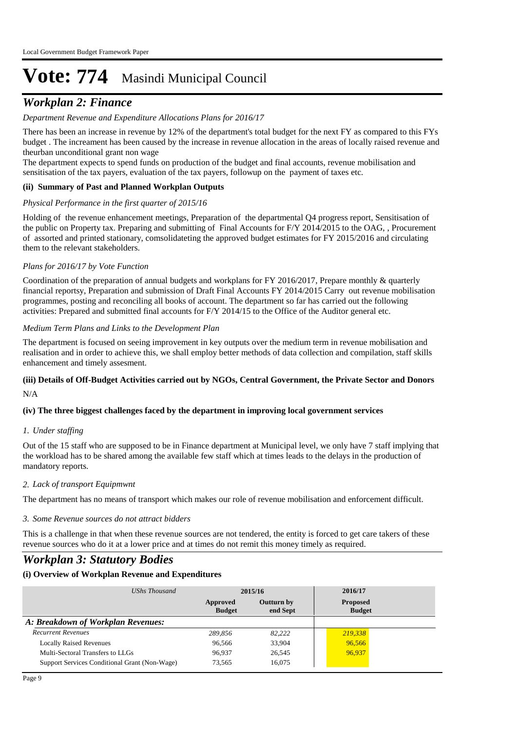# Vote: 774 Masindi Municipal Council

## *Workplan 2: Finance*

*Department Revenue and Expenditure Allocations Plans for 2016/17*

There has been an increase in revenue by 12% of the department's total budget for the next FY as compared to this FYs budget . The increament has been caused by the increase in revenue allocation in the areas of locally raised revenue and theurban unconditional grant non wage
The department expects to spend funds on production of the budget and final accounts, revenue mobilisation and sensitisation of the tax payers, evaluation of the tax payers, followup on the payment of taxes etc.

### (ii) Summary of Past and Planned Workplan Outputs

*Physical Performance in the first quarter of 2015/16*

Holding of the revenue enhancement meetings, Preparation of the departmental Q4 progress report, Sensitisation of the public on Property tax. Preparing and submitting of Final Accounts for F/Y 2014/2015 to the OAG, , Procurement of assorted and printed stationary, comsolidateting the approved budget estimates for FY 2015/2016 and circulating them to the relevant stakeholders.

*Plans for 2016/17 by Vote Function*

Coordination of the preparation of annual budgets and workplans for FY 2016/2017, Prepare monthly & quarterly financial reportsy, Preparation and submission of Draft Final Accounts FY 2014/2015 Carry out revenue mobilisation programmes, posting and reconciling all books of account. The department so far has carried out the following activities: Prepared and submitted final accounts for F/Y 2014/15 to the Office of the Auditor general etc.

*Medium Term Plans and Links to the Development Plan*

The department is focused on seeing improvement in key outputs over the medium term in revenue mobilisation and realisation and in order to achieve this, we shall employ better methods of data collection and compilation, staff skills enhancement and timely assesment.

### (iii) Details of Off-Budget Activities carried out by NGOs, Central Government, the Private Sector and Donors

N/A

### (iv) The three biggest challenges faced by the department in improving local government services

*1. Under staffing*

Out of the 15 staff who are supposed to be in Finance department at Municipal level, we only have 7 staff implying that the workload has to be shared among the available few staff which at times leads to the delays in the production of mandatory reports.

*2. Lack of transport Equipmwnt*

The department has no means of transport which makes our role of revenue mobilisation and enforcement difficult.

*3. Some Revenue sources do not attract bidders*

This is a challenge in that when these revenue sources are not tendered, the entity is forced to get care takers of these revenue sources who do it at a lower price and at times do not remit this money timely as required.

## *Workplan 3: Statutory Bodies*

### (i) Overview of Workplan Revenue and Expenditures

| *UShs Thousand* | 2015/16 | | 2016/17 |
|---|---|---|---|
| | Approved Budget | Outturn by end Sept | Proposed Budget |
| ***A: Breakdown of Workplan Revenues:*** | | | |
| *Recurrent Revenues* | *289,856* | *82,222* | *219,338* |
| Locally Raised Revenues | 96,566 | 33,904 | 96,566 |
| Multi-Sectoral Transfers to LLGs | 96,937 | 26,545 | 96,937 |
| Support Services Conditional Grant (Non-Wage) | 73,565 | 16,075 | |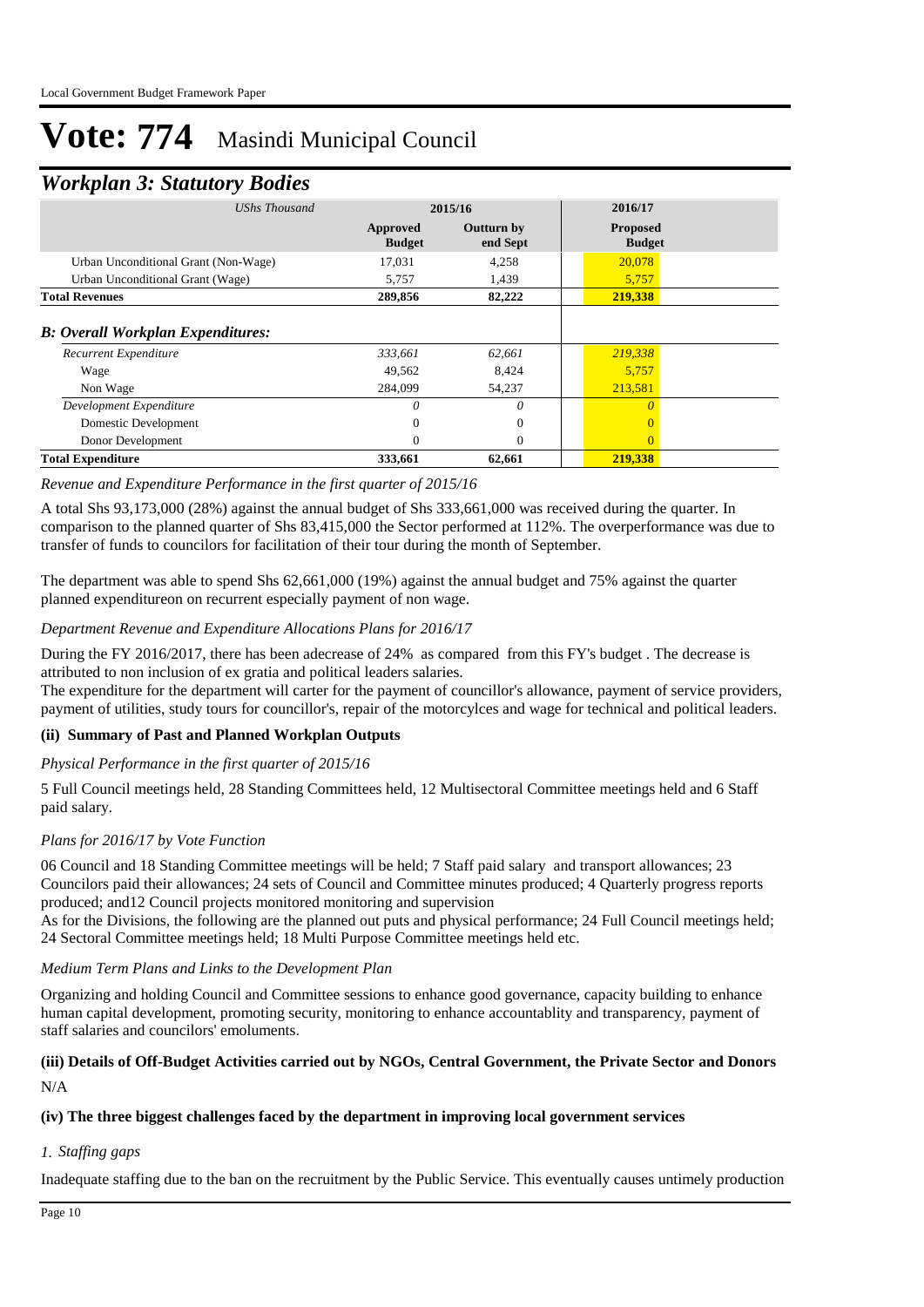# Vote: 774 Masindi Municipal Council

## *Workplan 3: Statutory Bodies*

| *UShs Thousand* | 2015/16 | | 2016/17 |
|---|---|---|---|
| | **Approved Budget** | **Outturn by end Sept** | **Proposed Budget** |
| Urban Unconditional Grant (Non-Wage) | 17,031 | 4,258 | 20,078 |
| Urban Unconditional Grant (Wage) | 5,757 | 1,439 | 5,757 |
| **Total Revenues** | **289,856** | **82,222** | **219,338** |
| ***B: Overall Workplan Expenditures:*** | | | |
| *Recurrent Expenditure* | *333,661* | *62,661* | *219,338* |
| Wage | 49,562 | 8,424 | 5,757 |
| Non Wage | 284,099 | 54,237 | 213,581 |
| *Development Expenditure* | *0* | *0* | *0* |
| Domestic Development | 0 | 0 | 0 |
| Donor Development | 0 | 0 | 0 |
| **Total Expenditure** | **333,661** | **62,661** | **219,338** |

*Revenue and Expenditure Performance in the first quarter of 2015/16*

A total Shs 93,173,000 (28%) against the annual budget of Shs 333,661,000 was received during the quarter. In comparison to the planned quarter of Shs 83,415,000 the Sector performed at 112%. The overperformance was due to transfer of funds to councilors for facilitation of their tour during the month of September.

The department was able to spend Shs 62,661,000 (19%) against the annual budget and 75% against the quarter planned expenditureon on recurrent especially payment of non wage.

*Department Revenue and Expenditure Allocations Plans for 2016/17*

During the FY 2016/2017, there has been adecrease of 24% as compared from this FY's budget . The decrease is attributed to non inclusion of ex gratia and political leaders salaries.
The expenditure for the department will carter for the payment of councillor's allowance, payment of service providers, payment of utilities, study tours for councillor's, repair of the motorcylces and wage for technical and political leaders.

**(ii) Summary of Past and Planned Workplan Outputs**

*Physical Performance in the first quarter of 2015/16*

5 Full Council meetings held, 28 Standing Committees held, 12 Multisectoral Committee meetings held and 6 Staff paid salary.

*Plans for 2016/17 by Vote Function*

06 Council and 18 Standing Committee meetings will be held; 7 Staff paid salary and transport allowances; 23 Councilors paid their allowances; 24 sets of Council and Committee minutes produced; 4 Quarterly progress reports produced; and12 Council projects monitored monitoring and supervision
As for the Divisions, the following are the planned out puts and physical performance; 24 Full Council meetings held; 24 Sectoral Committee meetings held; 18 Multi Purpose Committee meetings held etc.

*Medium Term Plans and Links to the Development Plan*

Organizing and holding Council and Committee sessions to enhance good governance, capacity building to enhance human capital development, promoting security, monitoring to enhance accountablity and transparency, payment of staff salaries and councilors' emoluments.

**(iii) Details of Off-Budget Activities carried out by NGOs, Central Government, the Private Sector and Donors**

N/A

**(iv) The three biggest challenges faced by the department in improving local government services**

*1. Staffing gaps*

Inadequate staffing due to the ban on the recruitment by the Public Service. This eventually causes untimely production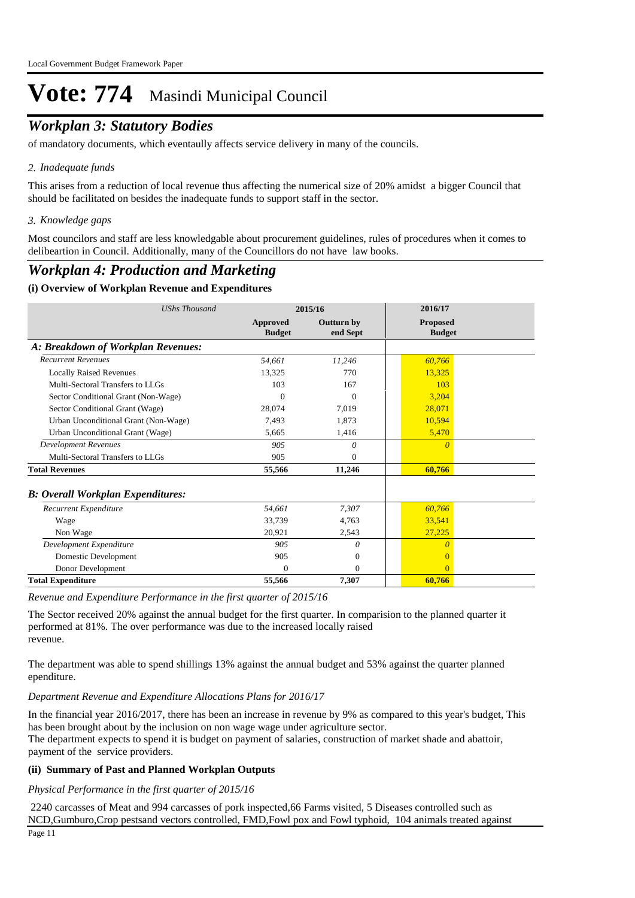# Vote: 774 Masindi Municipal Council

## *Workplan 3: Statutory Bodies*

of mandatory documents, which eventaully affects service delivery in many of the councils.

*2. Inadequate funds*

This arises from a reduction of local revenue thus affecting the numerical size of 20% amidst a bigger Council that should be facilitated on besides the inadequate funds to support staff in the sector.

*3. Knowledge gaps*

Most councilors and staff are less knowledgable about procurement guidelines, rules of procedures when it comes to delibeartion in Council. Additionally, many of the Councillors do not have law books.

## *Workplan 4: Production and Marketing*

### (i) Overview of Workplan Revenue and Expenditures

| *UShs Thousand* | 2015/16 | | 2016/17 |
|---|---|---|---|
| | **Approved Budget** | **Outturn by end Sept** | **Proposed Budget** |
| ***A: Breakdown of Workplan Revenues:*** | | | |
| *Recurrent Revenues* | *54,661* | *11,246* | *60,766* |
| Locally Raised Revenues | 13,325 | 770 | 13,325 |
| Multi-Sectoral Transfers to LLGs | 103 | 167 | 103 |
| Sector Conditional Grant (Non-Wage) | 0 | 0 | 3,204 |
| Sector Conditional Grant (Wage) | 28,074 | 7,019 | 28,071 |
| Urban Unconditional Grant (Non-Wage) | 7,493 | 1,873 | 10,594 |
| Urban Unconditional Grant (Wage) | 5,665 | 1,416 | 5,470 |
| *Development Revenues* | *905* | *0* | *0* |
| Multi-Sectoral Transfers to LLGs | 905 | 0 | |
| **Total Revenues** | **55,566** | **11,246** | **60,766** |
| ***B: Overall Workplan Expenditures:*** | | | |
| *Recurrent Expenditure* | *54,661* | *7,307* | *60,766* |
| Wage | 33,739 | 4,763 | 33,541 |
| Non Wage | 20,921 | 2,543 | 27,225 |
| *Development Expenditure* | *905* | *0* | *0* |
| Domestic Development | 905 | 0 | 0 |
| Donor Development | 0 | 0 | 0 |
| **Total Expenditure** | **55,566** | **7,307** | **60,766** |

*Revenue and Expenditure Performance in the first quarter of 2015/16*

The Sector received 20% against the annual budget for the first quarter. In comparision to the planned quarter it performed at 81%. The over performance was due to the increased locally raised revenue.

The department was able to spend shillings 13% against the annual budget and 53% against the quarter planned ependiture.

*Department Revenue and Expenditure Allocations Plans for 2016/17*

In the financial year 2016/2017, there has been an increase in revenue by 9% as compared to this year's budget, This has been brought about by the inclusion on non wage wage under agriculture sector.
The department expects to spend it is budget on payment of salaries, construction of market shade and abattoir, payment of the service providers.

### (ii) Summary of Past and Planned Workplan Outputs

*Physical Performance in the first quarter of 2015/16*

2240 carcasses of Meat and 994 carcasses of pork inspected,66 Farms visited, 5 Diseases controlled such as NCD,Gumburo,Crop pestsand vectors controlled, FMD,Fowl pox and Fowl typhoid, 104 animals treated against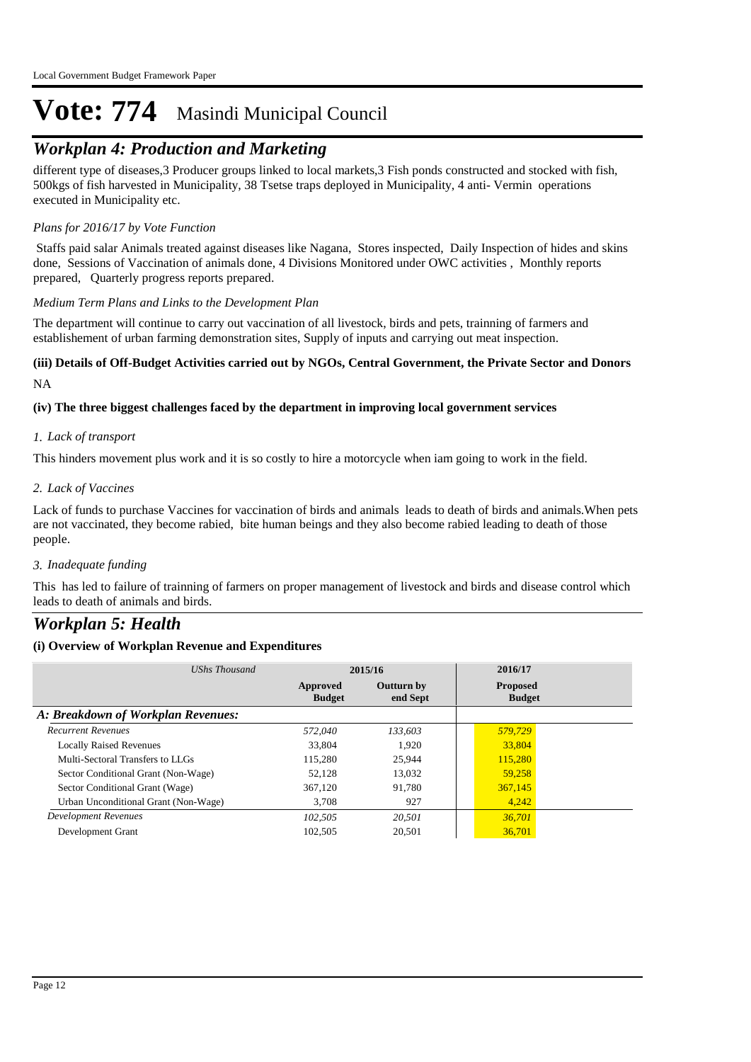# Vote: 774 Masindi Municipal Council

## *Workplan 4: Production and Marketing*

different type of diseases,3 Producer groups linked to local markets,3 Fish ponds constructed and stocked with fish, 500kgs of fish harvested in Municipality, 38 Tsetse traps deployed in Municipality, 4 anti- Vermin operations executed in Municipality etc.

*Plans for 2016/17 by Vote Function*

Staffs paid salar Animals treated against diseases like Nagana, Stores inspected, Daily Inspection of hides and skins done, Sessions of Vaccination of animals done, 4 Divisions Monitored under OWC activities , Monthly reports prepared, Quarterly progress reports prepared.

*Medium Term Plans and Links to the Development Plan*

The department will continue to carry out vaccination of all livestock, birds and pets, trainning of farmers and establishement of urban farming demonstration sites, Supply of inputs and carrying out meat inspection.

**(iii) Details of Off-Budget Activities carried out by NGOs, Central Government, the Private Sector and Donors**

NA

**(iv) The three biggest challenges faced by the department in improving local government services**

*1. Lack of transport*

This hinders movement plus work and it is so costly to hire a motorcycle when iam going to work in the field.

*2. Lack of Vaccines*

Lack of funds to purchase Vaccines for vaccination of birds and animals leads to death of birds and animals.When pets are not vaccinated, they become rabied, bite human beings and they also become rabied leading to death of those people.

*3. Inadequate funding*

This has led to failure of trainning of farmers on proper management of livestock and birds and disease control which leads to death of animals and birds.

## *Workplan 5: Health*

**(i) Overview of Workplan Revenue and Expenditures**

| *UShs Thousand* | 2015/16 | | 2016/17 |
|---|---|---|---|
| | **Approved Budget** | **Outturn by end Sept** | **Proposed Budget** |
| ***A: Breakdown of Workplan Revenues:*** | | | |
| *Recurrent Revenues* | *572,040* | *133,603* | *579,729* |
| Locally Raised Revenues | 33,804 | 1,920 | 33,804 |
| Multi-Sectoral Transfers to LLGs | 115,280 | 25,944 | 115,280 |
| Sector Conditional Grant (Non-Wage) | 52,128 | 13,032 | 59,258 |
| Sector Conditional Grant (Wage) | 367,120 | 91,780 | 367,145 |
| Urban Unconditional Grant (Non-Wage) | 3,708 | 927 | 4,242 |
| *Development Revenues* | *102,505* | *20,501* | *36,701* |
| Development Grant | 102,505 | 20,501 | 36,701 |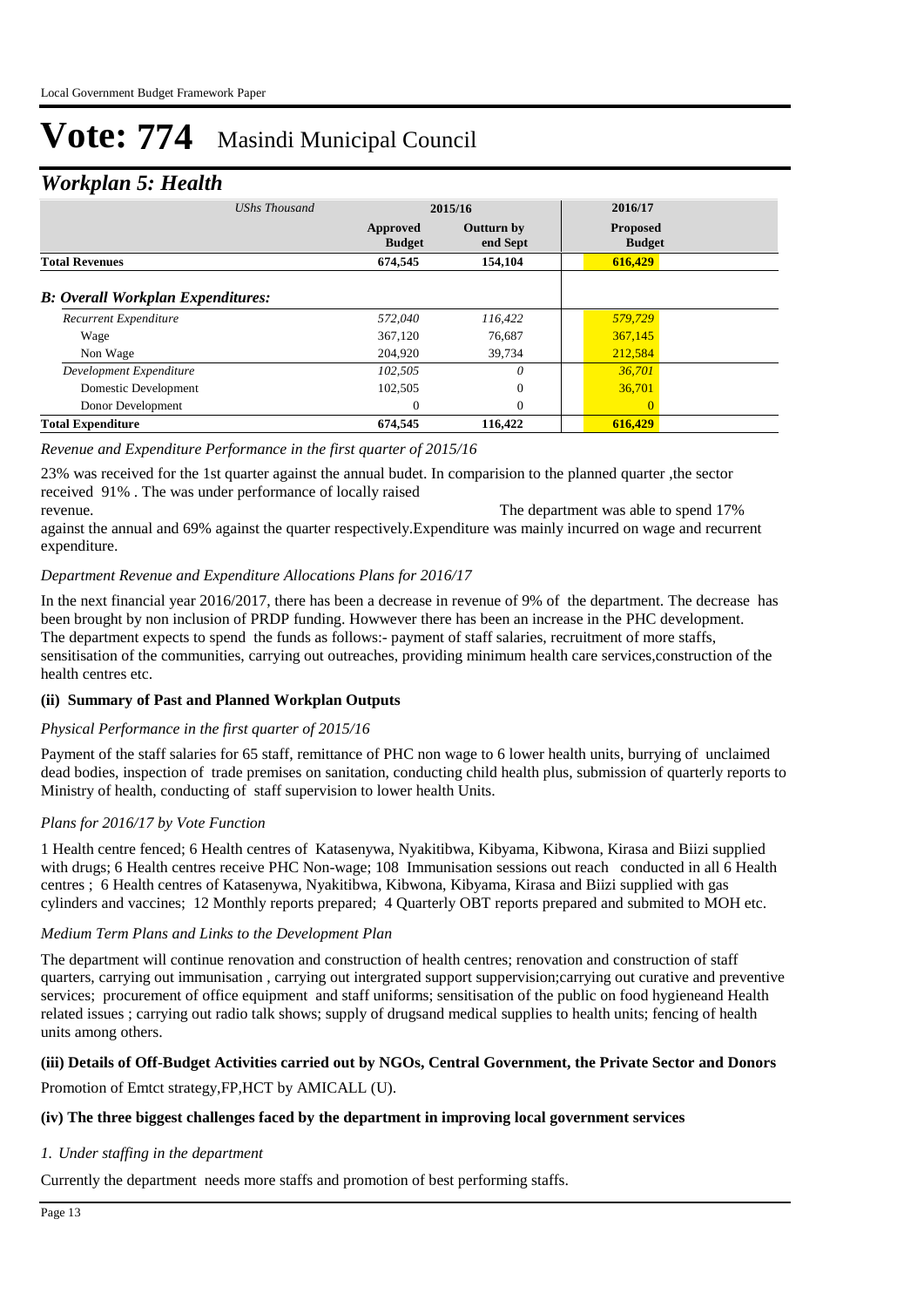# Vote: 774 Masindi Municipal Council

## *Workplan 5: Health*

| *UShs Thousand* | 2015/16 | | 2016/17 |
|---|---|---|---|
| | **Approved Budget** | **Outturn by end Sept** | **Proposed Budget** |
| **Total Revenues** | **674,545** | **154,104** | **616,429** |
| ***B: Overall Workplan Expenditures:*** | | | |
| *Recurrent Expenditure* | *572,040* | *116,422* | *579,729* |
| Wage | 367,120 | 76,687 | 367,145 |
| Non Wage | 204,920 | 39,734 | 212,584 |
| *Development Expenditure* | *102,505* | *0* | *36,701* |
| Domestic Development | 102,505 | 0 | 36,701 |
| Donor Development | 0 | 0 | 0 |
| **Total Expenditure** | **674,545** | **116,422** | **616,429** |

*Revenue and Expenditure Performance in the first quarter of 2015/16*

23% was received for the 1st quarter against the annual budet. In comparision to the planned quarter ,the sector received 91% . The was under performance of locally raised revenue. The department was able to spend 17% against the annual and 69% against the quarter respectively.Expenditure was mainly incurred on wage and recurrent expenditure.

*Department Revenue and Expenditure Allocations Plans for 2016/17*

In the next financial year 2016/2017, there has been a decrease in revenue of 9% of the department. The decrease has been brought by non inclusion of PRDP funding. Howwever there has been an increase in the PHC development. The department expects to spend the funds as follows:- payment of staff salaries, recruitment of more staffs, sensitisation of the communities, carrying out outreaches, providing minimum health care services,construction of the health centres etc.

**(ii) Summary of Past and Planned Workplan Outputs**

*Physical Performance in the first quarter of 2015/16*

Payment of the staff salaries for 65 staff, remittance of PHC non wage to 6 lower health units, burrying of unclaimed dead bodies, inspection of trade premises on sanitation, conducting child health plus, submission of quarterly reports to Ministry of health, conducting of staff supervision to lower health Units.

*Plans for 2016/17 by Vote Function*

1 Health centre fenced; 6 Health centres of Katasenywa, Nyakitibwa, Kibyama, Kibwona, Kirasa and Biizi supplied with drugs; 6 Health centres receive PHC Non-wage; 108 Immunisation sessions out reach conducted in all 6 Health centres ; 6 Health centres of Katasenywa, Nyakitibwa, Kibwona, Kibyama, Kirasa and Biizi supplied with gas cylinders and vaccines; 12 Monthly reports prepared; 4 Quarterly OBT reports prepared and submited to MOH etc.

*Medium Term Plans and Links to the Development Plan*

The department will continue renovation and construction of health centres; renovation and construction of staff quarters, carrying out immunisation , carrying out intergrated support suppervision;carrying out curative and preventive services; procurement of office equipment and staff uniforms; sensitisation of the public on food hygieneand Health related issues ; carrying out radio talk shows; supply of drugsand medical supplies to health units; fencing of health units among others.

**(iii) Details of Off-Budget Activities carried out by NGOs, Central Government, the Private Sector and Donors**

Promotion of Emtct strategy,FP,HCT by AMICALL (U).

**(iv) The three biggest challenges faced by the department in improving local government services**

*1. Under staffing in the department*

Currently the department needs more staffs and promotion of best performing staffs.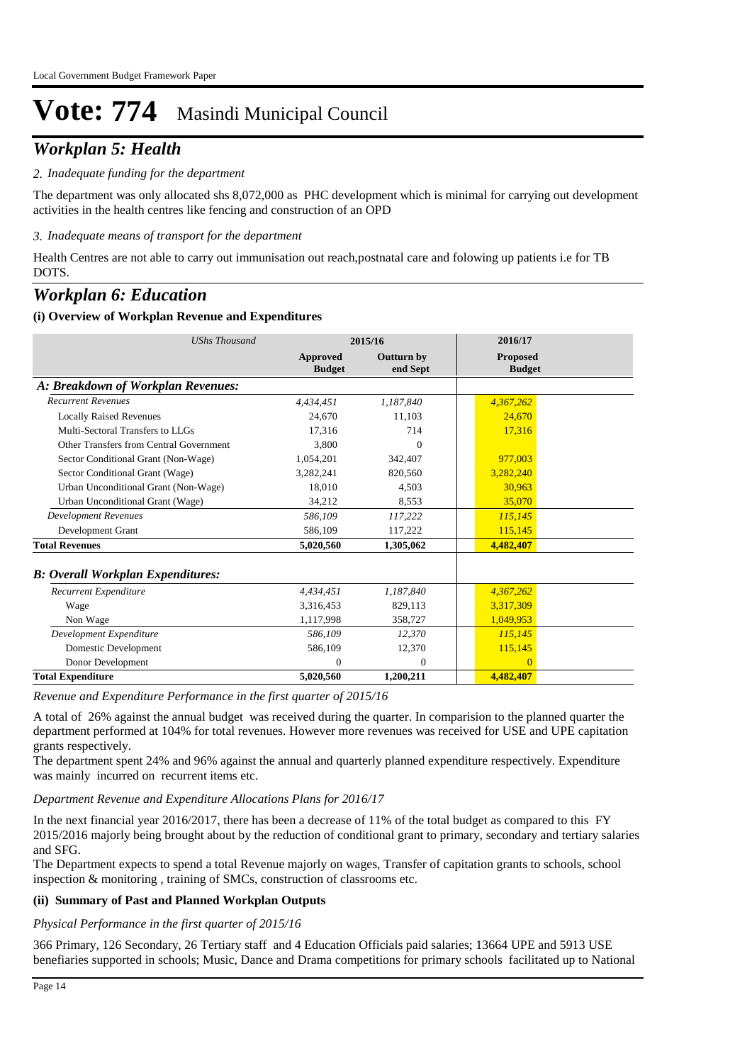# Vote: 774 Masindi Municipal Council

## *Workplan 5: Health*

*2. Inadequate funding for the department*

The department was only allocated shs 8,072,000 as PHC development which is minimal for carrying out development activities in the health centres like fencing and construction of an OPD

*3. Inadequate means of transport for the department*

Health Centres are not able to carry out immunisation out reach,postnatal care and folowing up patients i.e for TB DOTS.

## *Workplan 6: Education*

### (i) Overview of Workplan Revenue and Expenditures

| *UShs Thousand* | 2015/16 | | 2016/17 |
|---|---|---|---|
| | **Approved Budget** | **Outturn by end Sept** | **Proposed Budget** |
| ***A: Breakdown of Workplan Revenues:*** | | | |
| *Recurrent Revenues* | *4,434,451* | *1,187,840* | *4,367,262* |
| Locally Raised Revenues | 24,670 | 11,103 | 24,670 |
| Multi-Sectoral Transfers to LLGs | 17,316 | 714 | 17,316 |
| Other Transfers from Central Government | 3,800 | 0 | |
| Sector Conditional Grant (Non-Wage) | 1,054,201 | 342,407 | 977,003 |
| Sector Conditional Grant (Wage) | 3,282,241 | 820,560 | 3,282,240 |
| Urban Unconditional Grant (Non-Wage) | 18,010 | 4,503 | 30,963 |
| Urban Unconditional Grant (Wage) | 34,212 | 8,553 | 35,070 |
| *Development Revenues* | *586,109* | *117,222* | *115,145* |
| Development Grant | 586,109 | 117,222 | 115,145 |
| **Total Revenues** | **5,020,560** | **1,305,062** | **4,482,407** |
| ***B: Overall Workplan Expenditures:*** | | | |
| *Recurrent Expenditure* | *4,434,451* | *1,187,840* | *4,367,262* |
| Wage | 3,316,453 | 829,113 | 3,317,309 |
| Non Wage | 1,117,998 | 358,727 | 1,049,953 |
| *Development Expenditure* | *586,109* | *12,370* | *115,145* |
| Domestic Development | 586,109 | 12,370 | 115,145 |
| Donor Development | 0 | 0 | 0 |
| **Total Expenditure** | **5,020,560** | **1,200,211** | **4,482,407** |

*Revenue and Expenditure Performance in the first quarter of 2015/16*

A total of 26% against the annual budget was received during the quarter. In comparision to the planned quarter the department performed at 104% for total revenues. However more revenues was received for USE and UPE capitation grants respectively.
The department spent 24% and 96% against the annual and quarterly planned expenditure respectively. Expenditure was mainly incurred on recurrent items etc.

*Department Revenue and Expenditure Allocations Plans for 2016/17*

In the next financial year 2016/2017, there has been a decrease of 11% of the total budget as compared to this FY 2015/2016 majorly being brought about by the reduction of conditional grant to primary, secondary and tertiary salaries and SFG.
The Department expects to spend a total Revenue majorly on wages, Transfer of capitation grants to schools, school inspection & monitoring , training of SMCs, construction of classrooms etc.

### (ii) Summary of Past and Planned Workplan Outputs

*Physical Performance in the first quarter of 2015/16*

366 Primary, 126 Secondary, 26 Tertiary staff and 4 Education Officials paid salaries; 13664 UPE and 5913 USE benefiaries supported in schools; Music, Dance and Drama competitions for primary schools facilitated up to National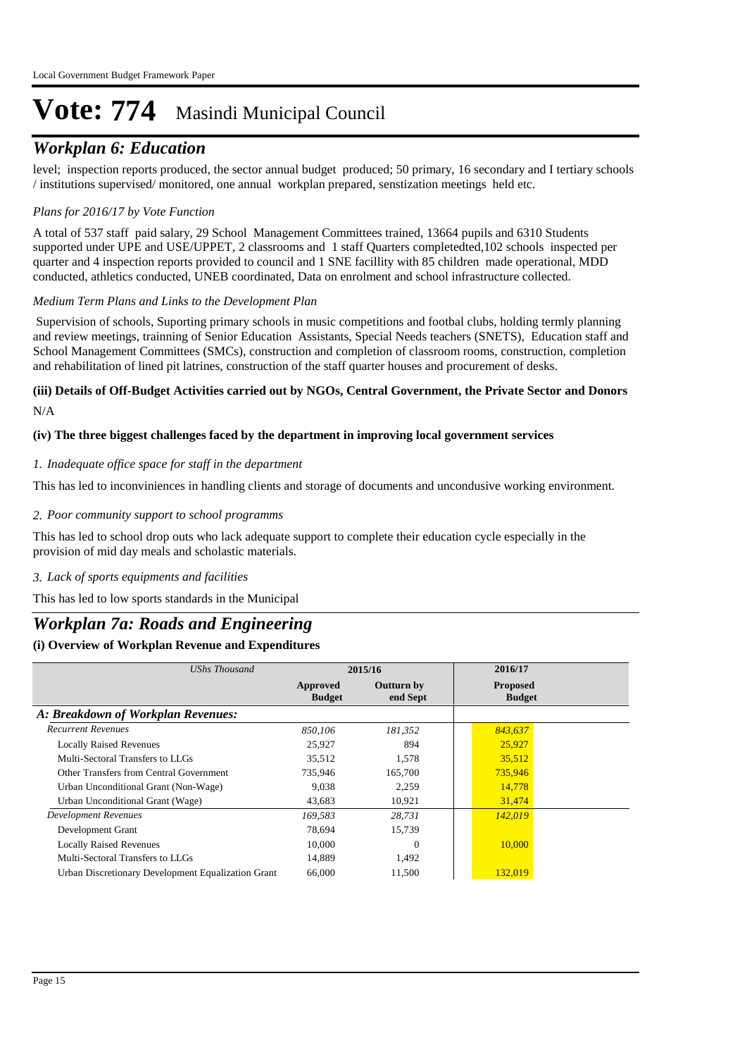# Vote: 774 Masindi Municipal Council

## *Workplan 6: Education*

level; inspection reports produced, the sector annual budget produced; 50 primary, 16 secondary and I tertiary schools / institutions supervised/ monitored, one annual workplan prepared, senstization meetings held etc.

*Plans for 2016/17 by Vote Function*

A total of 537 staff paid salary, 29 School Management Committees trained, 13664 pupils and 6310 Students supported under UPE and USE/UPPET, 2 classrooms and 1 staff Quarters completedted,102 schools inspected per quarter and 4 inspection reports provided to council and 1 SNE facillity with 85 children made operational, MDD conducted, athletics conducted, UNEB coordinated, Data on enrolment and school infrastructure collected.

*Medium Term Plans and Links to the Development Plan*

Supervision of schools, Suporting primary schools in music competitions and footbal clubs, holding termly planning and review meetings, trainning of Senior Education Assistants, Special Needs teachers (SNETS), Education staff and School Management Committees (SMCs), construction and completion of classroom rooms, construction, completion and rehabilitation of lined pit latrines, construction of the staff quarter houses and procurement of desks.

**(iii) Details of Off-Budget Activities carried out by NGOs, Central Government, the Private Sector and Donors**

N/A

**(iv) The three biggest challenges faced by the department in improving local government services**

*1. Inadequate office space for staff in the department*

This has led to inconviniences in handling clients and storage of documents and uncondusive working environment.

*2. Poor community support to school programms*

This has led to school drop outs who lack adequate support to complete their education cycle especially in the provision of mid day meals and scholastic materials.

*3. Lack of sports equipments and facilities*

This has led to low sports standards in the Municipal

## *Workplan 7a: Roads and Engineering*

**(i) Overview of Workplan Revenue and Expenditures**

| *UShs Thousand* | 2015/16 | | 2016/17 |
|---|---|---|---|
| | **Approved Budget** | **Outturn by end Sept** | **Proposed Budget** |
| ***A: Breakdown of Workplan Revenues:*** | | | |
| *Recurrent Revenues* | *850,106* | *181,352* | *843,637* |
| Locally Raised Revenues | 25,927 | 894 | 25,927 |
| Multi-Sectoral Transfers to LLGs | 35,512 | 1,578 | 35,512 |
| Other Transfers from Central Government | 735,946 | 165,700 | 735,946 |
| Urban Unconditional Grant (Non-Wage) | 9,038 | 2,259 | 14,778 |
| Urban Unconditional Grant (Wage) | 43,683 | 10,921 | 31,474 |
| *Development Revenues* | *169,583* | *28,731* | *142,019* |
| Development Grant | 78,694 | 15,739 | |
| Locally Raised Revenues | 10,000 | 0 | 10,000 |
| Multi-Sectoral Transfers to LLGs | 14,889 | 1,492 | |
| Urban Discretionary Development Equalization Grant | 66,000 | 11,500 | 132,019 |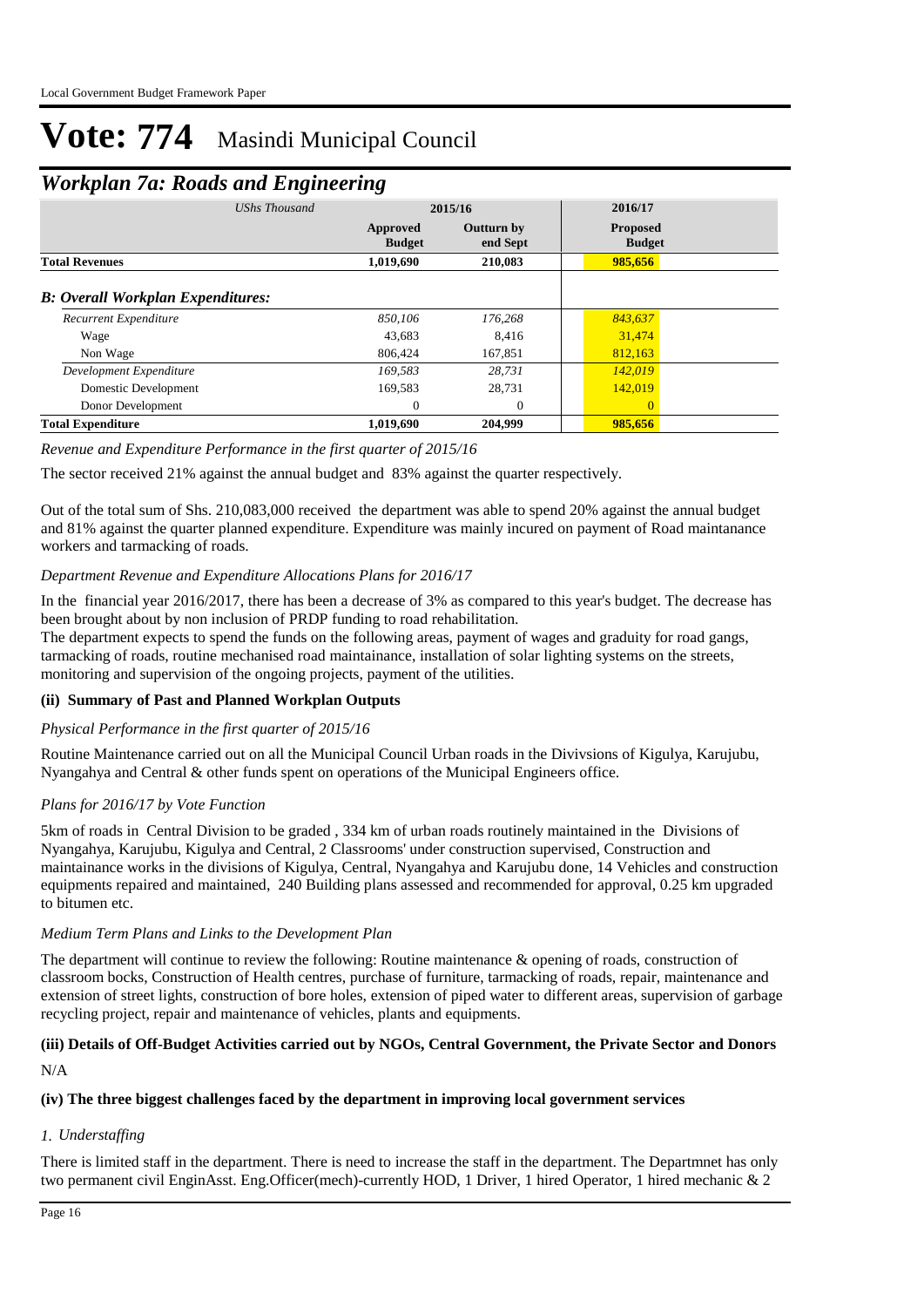# Vote: 774 Masindi Municipal Council

## Workplan 7a: Roads and Engineering

| *UShs Thousand* | 2015/16 | | 2016/17 |
|---|---|---|---|
| | **Approved Budget** | **Outturn by end Sept** | **Proposed Budget** |
| **Total Revenues** | **1,019,690** | **210,083** | **985,656** |
| ***B: Overall Workplan Expenditures:*** | | | |
| *Recurrent Expenditure* | *850,106* | *176,268* | *843,637* |
| Wage | 43,683 | 8,416 | 31,474 |
| Non Wage | 806,424 | 167,851 | 812,163 |
| *Development Expenditure* | *169,583* | *28,731* | *142,019* |
| Domestic Development | 169,583 | 28,731 | 142,019 |
| Donor Development | 0 | 0 | 0 |
| **Total Expenditure** | **1,019,690** | **204,999** | **985,656** |

*Revenue and Expenditure Performance in the first quarter of 2015/16*

The sector received 21% against the annual budget and 83% against the quarter respectively.

Out of the total sum of Shs. 210,083,000 received the department was able to spend 20% against the annual budget and 81% against the quarter planned expenditure. Expenditure was mainly incured on payment of Road maintanance workers and tarmacking of roads.

*Department Revenue and Expenditure Allocations Plans for 2016/17*

In the financial year 2016/2017, there has been a decrease of 3% as compared to this year's budget. The decrease has been brought about by non inclusion of PRDP funding to road rehabilitation.
The department expects to spend the funds on the following areas, payment of wages and graduity for road gangs, tarmacking of roads, routine mechanised road maintainance, installation of solar lighting systems on the streets, monitoring and supervision of the ongoing projects, payment of the utilities.

### (ii) Summary of Past and Planned Workplan Outputs

*Physical Performance in the first quarter of 2015/16*

Routine Maintenance carried out on all the Municipal Council Urban roads in the Divivsions of Kigulya, Karujubu, Nyangahya and Central & other funds spent on operations of the Municipal Engineers office.

*Plans for 2016/17 by Vote Function*

5km of roads in Central Division to be graded , 334 km of urban roads routinely maintained in the Divisions of Nyangahya, Karujubu, Kigulya and Central, 2 Classrooms' under construction supervised, Construction and maintainance works in the divisions of Kigulya, Central, Nyangahya and Karujubu done, 14 Vehicles and construction equipments repaired and maintained, 240 Building plans assessed and recommended for approval, 0.25 km upgraded to bitumen etc.

*Medium Term Plans and Links to the Development Plan*

The department will continue to review the following: Routine maintenance & opening of roads, construction of classroom bocks, Construction of Health centres, purchase of furniture, tarmacking of roads, repair, maintenance and extension of street lights, construction of bore holes, extension of piped water to different areas, supervision of garbage recycling project, repair and maintenance of vehicles, plants and equipments.

### (iii) Details of Off-Budget Activities carried out by NGOs, Central Government, the Private Sector and Donors

N/A

### (iv) The three biggest challenges faced by the department in improving local government services

*1. Understaffing*

There is limited staff in the department. There is need to increase the staff in the department. The Departmnet has only two permanent civil EnginAsst. Eng.Officer(mech)-currently HOD, 1 Driver, 1 hired Operator, 1 hired mechanic & 2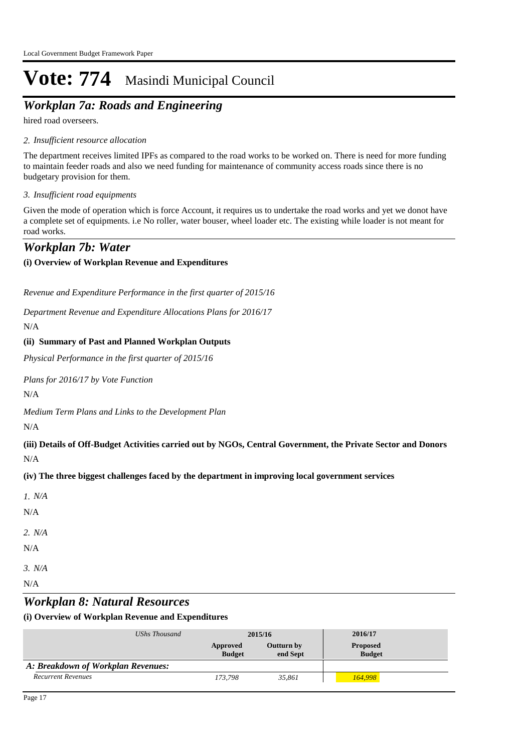# Vote: 774 Masindi Municipal Council

## *Workplan 7a: Roads and Engineering*

hired road overseers.

*2. Insufficient resource allocation*

The department receives limited IPFs as compared to the road works to be worked on. There is need for more funding to maintain feeder roads and also we need funding for maintenance of community access roads since there is no budgetary provision for them.

*3. Insufficient road equipments*

Given the mode of operation which is force Account, it requires us to undertake the road works and yet we donot have a complete set of equipments. i.e No roller, water bouser, wheel loader etc. The existing while loader is not meant for road works.

## *Workplan 7b: Water*

**(i) Overview of Workplan Revenue and Expenditures**

*Revenue and Expenditure Performance in the first quarter of 2015/16*

*Department Revenue and Expenditure Allocations Plans for 2016/17*

N/A

**(ii) Summary of Past and Planned Workplan Outputs**

*Physical Performance in the first quarter of 2015/16*

*Plans for 2016/17 by Vote Function*

N/A

*Medium Term Plans and Links to the Development Plan*

N/A

**(iii) Details of Off-Budget Activities carried out by NGOs, Central Government, the Private Sector and Donors**

N/A

**(iv) The three biggest challenges faced by the department in improving local government services**

*1. N/A*

N/A

*2. N/A*

N/A

*3. N/A*

N/A

## *Workplan 8: Natural Resources*

**(i) Overview of Workplan Revenue and Expenditures**

| *UShs Thousand* | 2015/16 Approved Budget | 2015/16 Outturn by end Sept | 2016/17 Proposed Budget |
|---|---|---|---|
| ***A: Breakdown of Workplan Revenues:*** | | | |
| *Recurrent Revenues* | *173,798* | *35,861* | *164,998* |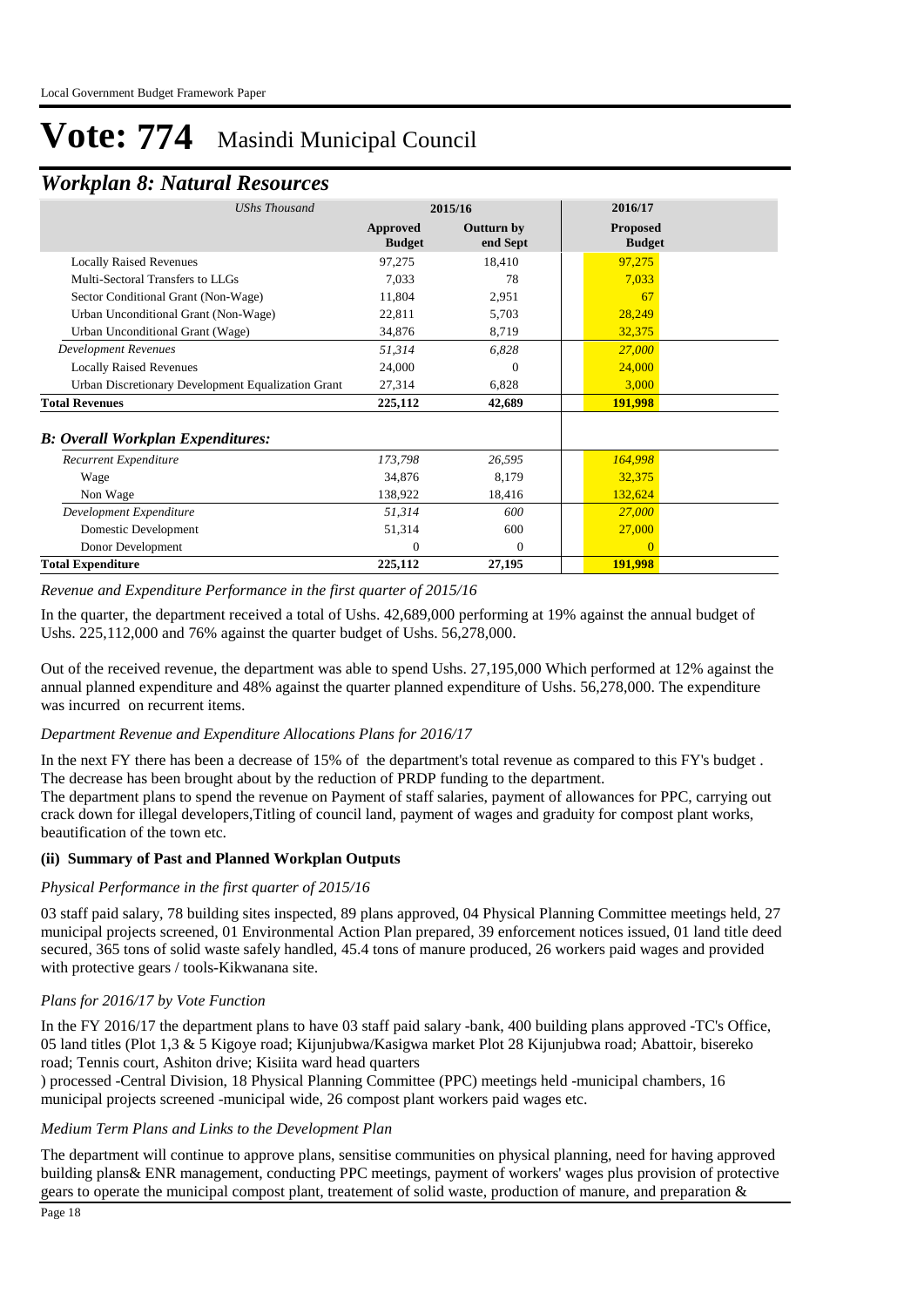# Vote: 774 Masindi Municipal Council

## *Workplan 8: Natural Resources*

| *UShs Thousand* | 2015/16 | | 2016/17 |
|---|---|---|---|
| | **Approved Budget** | **Outturn by end Sept** | **Proposed Budget** |
| Locally Raised Revenues | 97,275 | 18,410 | 97,275 |
| Multi-Sectoral Transfers to LLGs | 7,033 | 78 | 7,033 |
| Sector Conditional Grant (Non-Wage) | 11,804 | 2,951 | 67 |
| Urban Unconditional Grant (Non-Wage) | 22,811 | 5,703 | 28,249 |
| Urban Unconditional Grant (Wage) | 34,876 | 8,719 | 32,375 |
| *Development Revenues* | *51,314* | *6,828* | *27,000* |
| Locally Raised Revenues | 24,000 | 0 | 24,000 |
| Urban Discretionary Development Equalization Grant | 27,314 | 6,828 | 3,000 |
| **Total Revenues** | **225,112** | **42,689** | **191,998** |
| ***B: Overall Workplan Expenditures:*** | | | |
| *Recurrent Expenditure* | *173,798* | *26,595* | *164,998* |
| Wage | 34,876 | 8,179 | 32,375 |
| Non Wage | 138,922 | 18,416 | 132,624 |
| *Development Expenditure* | *51,314* | *600* | *27,000* |
| Domestic Development | 51,314 | 600 | 27,000 |
| Donor Development | 0 | 0 | 0 |
| **Total Expenditure** | **225,112** | **27,195** | **191,998** |

*Revenue and Expenditure Performance in the first quarter of 2015/16*

In the quarter, the department received a total of Ushs. 42,689,000 performing at 19% against the annual budget of Ushs. 225,112,000 and 76% against the quarter budget of Ushs. 56,278,000.

Out of the received revenue, the department was able to spend Ushs. 27,195,000 Which performed at 12% against the annual planned expenditure and 48% against the quarter planned expenditure of Ushs. 56,278,000. The expenditure was incurred on recurrent items.

*Department Revenue and Expenditure Allocations Plans for 2016/17*

In the next FY there has been a decrease of 15% of the department's total revenue as compared to this FY's budget . The decrease has been brought about by the reduction of PRDP funding to the department.
The department plans to spend the revenue on Payment of staff salaries, payment of allowances for PPC, carrying out crack down for illegal developers,Titling of council land, payment of wages and graduity for compost plant works, beautification of the town etc.

**(ii) Summary of Past and Planned Workplan Outputs**

*Physical Performance in the first quarter of 2015/16*

03 staff paid salary, 78 building sites inspected, 89 plans approved, 04 Physical Planning Committee meetings held, 27 municipal projects screened, 01 Environmental Action Plan prepared, 39 enforcement notices issued, 01 land title deed secured, 365 tons of solid waste safely handled, 45.4 tons of manure produced, 26 workers paid wages and provided with protective gears / tools-Kikwanana site.

*Plans for 2016/17 by Vote Function*

In the FY 2016/17 the department plans to have 03 staff paid salary -bank, 400 building plans approved -TC's Office, 05 land titles (Plot 1,3 & 5 Kigoye road; Kijunjubwa/Kasigwa market Plot 28 Kijunjubwa road; Abattoir, bisereko road; Tennis court, Ashiton drive; Kisiita ward head quarters
) processed -Central Division, 18 Physical Planning Committee (PPC) meetings held -municipal chambers, 16 municipal projects screened -municipal wide, 26 compost plant workers paid wages etc.

*Medium Term Plans and Links to the Development Plan*

The department will continue to approve plans, sensitise communities on physical planning, need for having approved building plans& ENR management, conducting PPC meetings, payment of workers' wages plus provision of protective gears to operate the municipal compost plant, treatement of solid waste, production of manure, and preparation &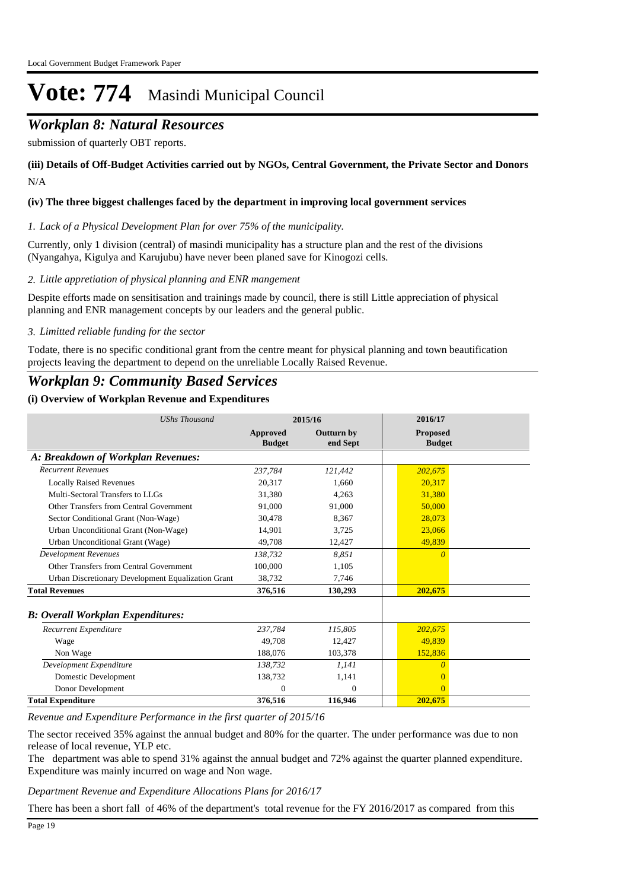# Vote: 774 Masindi Municipal Council

## *Workplan 8: Natural Resources*

submission of quarterly OBT reports.

**(iii) Details of Off-Budget Activities carried out by NGOs, Central Government, the Private Sector and Donors**

N/A

**(iv) The three biggest challenges faced by the department in improving local government services**

*1. Lack of a Physical Development Plan for over 75% of the municipality.*

Currently, only 1 division (central) of masindi municipality has a structure plan and the rest of the divisions (Nyangahya, Kigulya and Karujubu) have never been planed save for Kinogozi cells.

*2. Little appretiation of physical planning and ENR mangement*

Despite efforts made on sensitisation and trainings made by council, there is still Little appreciation of physical planning and ENR management concepts by our leaders and the general public.

*3. Limitted reliable funding for the sector*

Todate, there is no specific conditional grant from the centre meant for physical planning and town beautification projects leaving the department to depend on the unreliable Locally Raised Revenue.

## *Workplan 9: Community Based Services*

**(i) Overview of Workplan Revenue and Expenditures**

| *UShs Thousand* | 2015/16 | | 2016/17 |
|---|---|---|---|
| | **Approved Budget** | **Outturn by end Sept** | **Proposed Budget** |
| ***A: Breakdown of Workplan Revenues:*** | | | |
| *Recurrent Revenues* | *237,784* | *121,442* | *202,675* |
| Locally Raised Revenues | 20,317 | 1,660 | 20,317 |
| Multi-Sectoral Transfers to LLGs | 31,380 | 4,263 | 31,380 |
| Other Transfers from Central Government | 91,000 | 91,000 | 50,000 |
| Sector Conditional Grant (Non-Wage) | 30,478 | 8,367 | 28,073 |
| Urban Unconditional Grant (Non-Wage) | 14,901 | 3,725 | 23,066 |
| Urban Unconditional Grant (Wage) | 49,708 | 12,427 | 49,839 |
| *Development Revenues* | *138,732* | *8,851* | *0* |
| Other Transfers from Central Government | 100,000 | 1,105 | |
| Urban Discretionary Development Equalization Grant | 38,732 | 7,746 | |
| **Total Revenues** | **376,516** | **130,293** | **202,675** |
| ***B: Overall Workplan Expenditures:*** | | | |
| *Recurrent Expenditure* | *237,784* | *115,805* | *202,675* |
| Wage | 49,708 | 12,427 | 49,839 |
| Non Wage | 188,076 | 103,378 | 152,836 |
| *Development Expenditure* | *138,732* | *1,141* | *0* |
| Domestic Development | 138,732 | 1,141 | 0 |
| Donor Development | 0 | 0 | 0 |
| **Total Expenditure** | **376,516** | **116,946** | **202,675** |

*Revenue and Expenditure Performance in the first quarter of 2015/16*

The sector received 35% against the annual budget and 80% for the quarter. The under performance was due to non release of local revenue, YLP etc.

The department was able to spend 31% against the annual budget and 72% against the quarter planned expenditure. Expenditure was mainly incurred on wage and Non wage.

*Department Revenue and Expenditure Allocations Plans for 2016/17*

There has been a short fall of 46% of the department's total revenue for the FY 2016/2017 as compared from this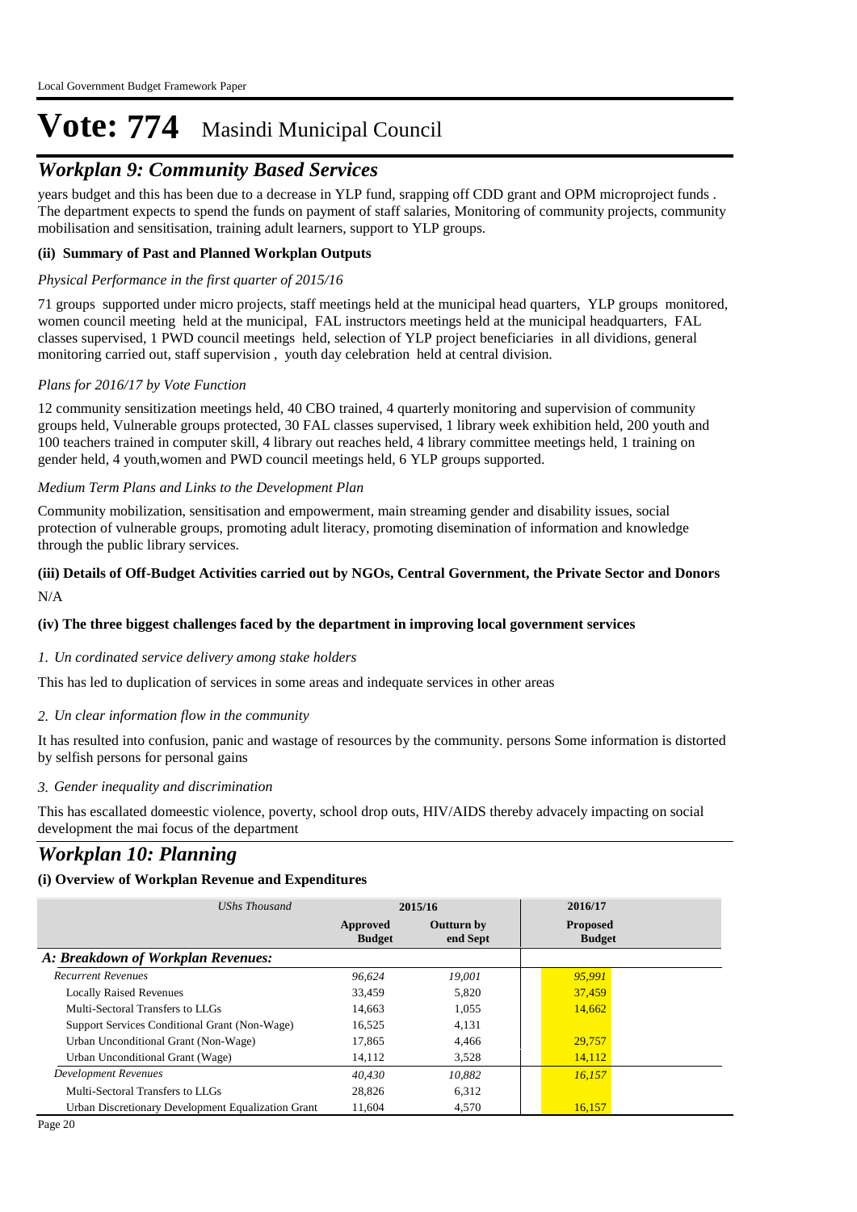# Vote: 774 Masindi Municipal Council

## *Workplan 9: Community Based Services*

years budget and this has been due to a decrease in YLP fund, srapping off CDD grant and OPM microproject funds . The department expects to spend the funds on payment of staff salaries, Monitoring of community projects, community mobilisation and sensitisation, training adult learners, support to YLP groups.

### (ii) Summary of Past and Planned Workplan Outputs

*Physical Performance in the first quarter of 2015/16*

71 groups supported under micro projects, staff meetings held at the municipal head quarters, YLP groups monitored, women council meeting held at the municipal, FAL instructors meetings held at the municipal headquarters, FAL classes supervised, 1 PWD council meetings held, selection of YLP project beneficiaries in all dividions, general monitoring carried out, staff supervision , youth day celebration held at central division.

*Plans for 2016/17 by Vote Function*

12 community sensitization meetings held, 40 CBO trained, 4 quarterly monitoring and supervision of community groups held, Vulnerable groups protected, 30 FAL classes supervised, 1 library week exhibition held, 200 youth and 100 teachers trained in computer skill, 4 library out reaches held, 4 library committee meetings held, 1 training on gender held, 4 youth,women and PWD council meetings held, 6 YLP groups supported.

*Medium Term Plans and Links to the Development Plan*

Community mobilization, sensitisation and empowerment, main streaming gender and disability issues, social protection of vulnerable groups, promoting adult literacy, promoting disemination of information and knowledge through the public library services.

### (iii) Details of Off-Budget Activities carried out by NGOs, Central Government, the Private Sector and Donors

N/A

### (iv) The three biggest challenges faced by the department in improving local government services

*1. Un cordinated service delivery among stake holders*

This has led to duplication of services in some areas and indequate services in other areas

*2. Un clear information flow in the community*

It has resulted into confusion, panic and wastage of resources by the community. persons Some information is distorted by selfish persons for personal gains

*3. Gender inequality and discrimination*

This has escallated domeestic violence, poverty, school drop outs, HIV/AIDS thereby advacely impacting on social development the mai focus of the department

## *Workplan 10: Planning*

### (i) Overview of Workplan Revenue and Expenditures

| *UShs Thousand* | 2015/16 | | 2016/17 |
|---|---|---|---|
| | Approved Budget | Outturn by end Sept | Proposed Budget |
| ***A: Breakdown of Workplan Revenues:*** | | | |
| *Recurrent Revenues* | *96,624* | *19,001* | *95,991* |
| Locally Raised Revenues | 33,459 | 5,820 | 37,459 |
| Multi-Sectoral Transfers to LLGs | 14,663 | 1,055 | 14,662 |
| Support Services Conditional Grant (Non-Wage) | 16,525 | 4,131 | |
| Urban Unconditional Grant (Non-Wage) | 17,865 | 4,466 | 29,757 |
| Urban Unconditional Grant (Wage) | 14,112 | 3,528 | 14,112 |
| *Development Revenues* | *40,430* | *10,882* | *16,157* |
| Multi-Sectoral Transfers to LLGs | 28,826 | 6,312 | |
| Urban Discretionary Development Equalization Grant | 11,604 | 4,570 | 16,157 |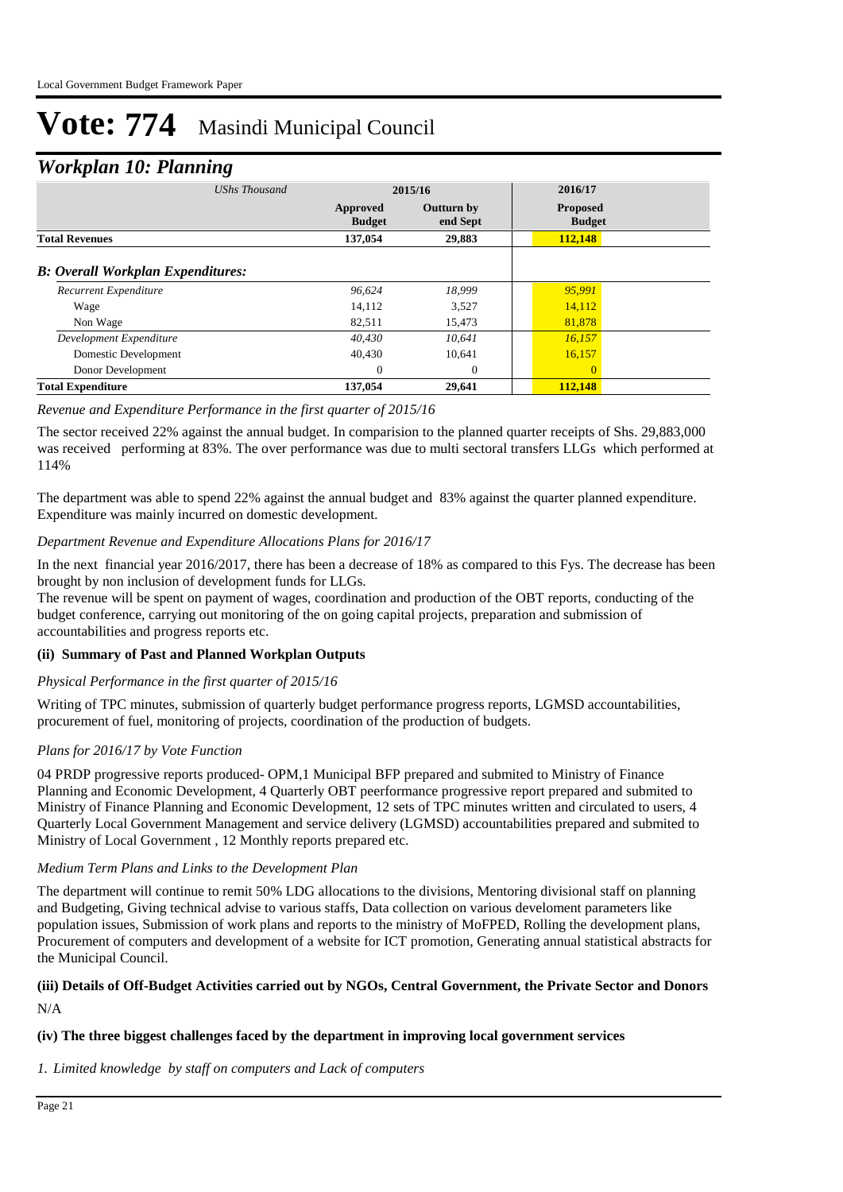# Vote: 774 Masindi Municipal Council

## *Workplan 10: Planning*

| *UShs Thousand* | 2015/16 | | 2016/17 |
|---|---|---|---|
| | **Approved Budget** | **Outturn by end Sept** | **Proposed Budget** |
| **Total Revenues** | **137,054** | **29,883** | **112,148** |
| ***B: Overall Workplan Expenditures:*** | | | |
| *Recurrent Expenditure* | *96,624* | *18,999* | *95,991* |
| Wage | 14,112 | 3,527 | 14,112 |
| Non Wage | 82,511 | 15,473 | 81,878 |
| *Development Expenditure* | *40,430* | *10,641* | *16,157* |
| Domestic Development | 40,430 | 10,641 | 16,157 |
| Donor Development | 0 | 0 | 0 |
| **Total Expenditure** | **137,054** | **29,641** | **112,148** |

*Revenue and Expenditure Performance in the first quarter of 2015/16*

The sector received 22% against the annual budget. In comparision to the planned quarter receipts of Shs. 29,883,000 was received performing at 83%. The over performance was due to multi sectoral transfers LLGs which performed at 114%

The department was able to spend 22% against the annual budget and 83% against the quarter planned expenditure. Expenditure was mainly incurred on domestic development.

*Department Revenue and Expenditure Allocations Plans for 2016/17*

In the next financial year 2016/2017, there has been a decrease of 18% as compared to this Fys. The decrease has been brought by non inclusion of development funds for LLGs.
The revenue will be spent on payment of wages, coordination and production of the OBT reports, conducting of the budget conference, carrying out monitoring of the on going capital projects, preparation and submission of accountabilities and progress reports etc.

### (ii) Summary of Past and Planned Workplan Outputs

*Physical Performance in the first quarter of 2015/16*

Writing of TPC minutes, submission of quarterly budget performance progress reports, LGMSD accountabilities, procurement of fuel, monitoring of projects, coordination of the production of budgets.

*Plans for 2016/17 by Vote Function*

04 PRDP progressive reports produced- OPM,1 Municipal BFP prepared and submited to Ministry of Finance Planning and Economic Development, 4 Quarterly OBT peerformance progressive report prepared and submited to Ministry of Finance Planning and Economic Development, 12 sets of TPC minutes written and circulated to users, 4 Quarterly Local Government Management and service delivery (LGMSD) accountabilities prepared and submited to Ministry of Local Government , 12 Monthly reports prepared etc.

*Medium Term Plans and Links to the Development Plan*

The department will continue to remit 50% LDG allocations to the divisions, Mentoring divisional staff on planning and Budgeting, Giving technical advise to various staffs, Data collection on various develoment parameters like population issues, Submission of work plans and reports to the ministry of MoFPED, Rolling the development plans, Procurement of computers and development of a website for ICT promotion, Generating annual statistical abstracts for the Municipal Council.

### (iii) Details of Off-Budget Activities carried out by NGOs, Central Government, the Private Sector and Donors

N/A

### (iv) The three biggest challenges faced by the department in improving local government services

*1. Limited knowledge by staff on computers and Lack of computers*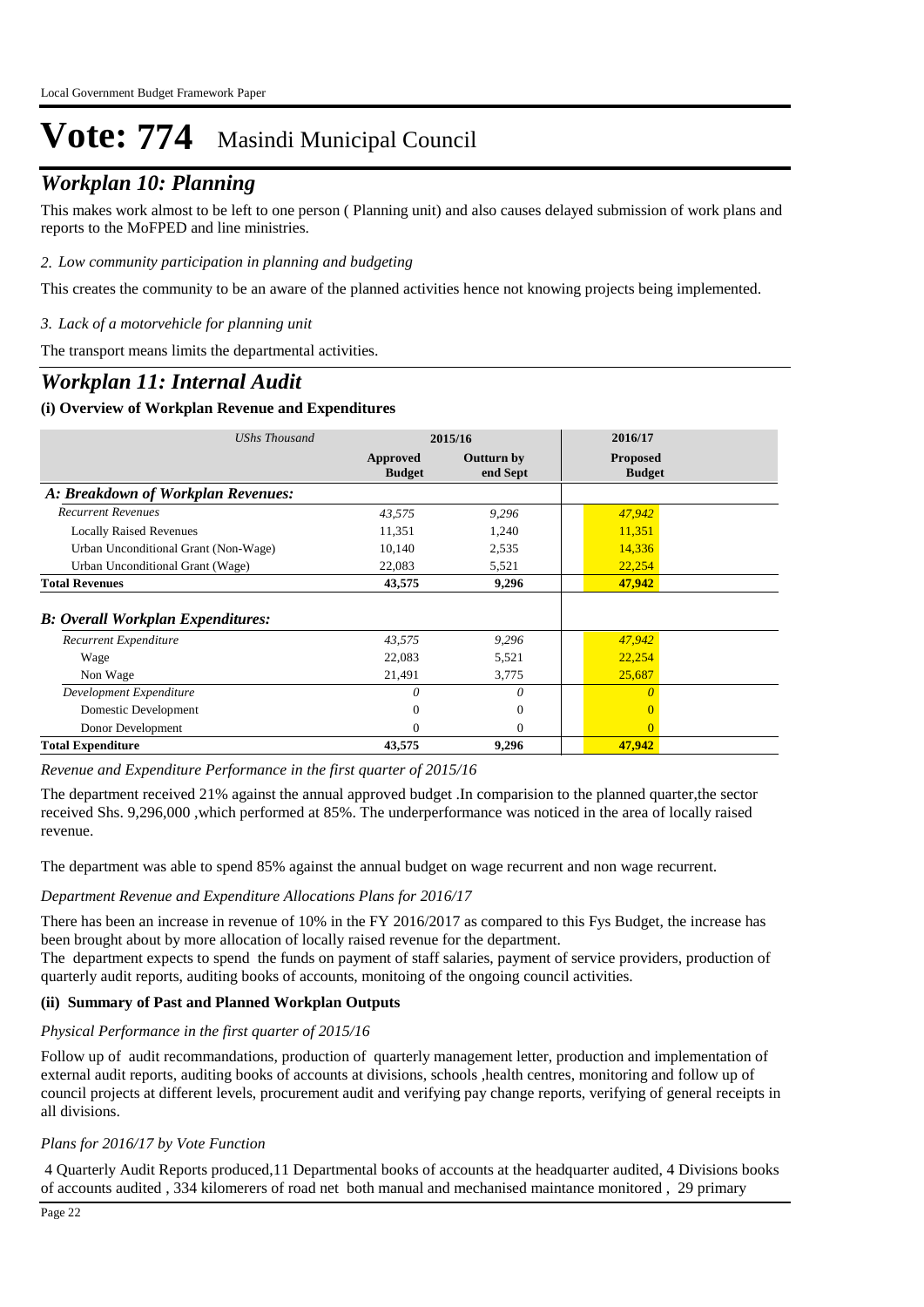# Vote: 774 Masindi Municipal Council

## *Workplan 10: Planning*

This makes work almost to be left to one person ( Planning unit) and also causes delayed submission of work plans and reports to the MoFPED and line ministries.

*2. Low community participation in planning and budgeting*

This creates the community to be an aware of the planned activities hence not knowing projects being implemented.

*3. Lack of a motorvehicle for planning unit*

The transport means limits the departmental activities.

## *Workplan 11: Internal Audit*

### (i) Overview of Workplan Revenue and Expenditures

| *UShs Thousand* | 2015/16 | | 2016/17 |
|---|---|---|---|
| | **Approved Budget** | **Outturn by end Sept** | **Proposed Budget** |
| ***A: Breakdown of Workplan Revenues:*** | | | |
| *Recurrent Revenues* | *43,575* | *9,296* | *47,942* |
| Locally Raised Revenues | 11,351 | 1,240 | 11,351 |
| Urban Unconditional Grant (Non-Wage) | 10,140 | 2,535 | 14,336 |
| Urban Unconditional Grant (Wage) | 22,083 | 5,521 | 22,254 |
| **Total Revenues** | **43,575** | **9,296** | **47,942** |
| ***B: Overall Workplan Expenditures:*** | | | |
| *Recurrent Expenditure* | *43,575* | *9,296* | *47,942* |
| Wage | 22,083 | 5,521 | 22,254 |
| Non Wage | 21,491 | 3,775 | 25,687 |
| *Development Expenditure* | *0* | *0* | *0* |
| Domestic Development | 0 | 0 | 0 |
| Donor Development | 0 | 0 | 0 |
| **Total Expenditure** | **43,575** | **9,296** | **47,942** |

*Revenue and Expenditure Performance in the first quarter of 2015/16*

The department received 21% against the annual approved budget .In comparision to the planned quarter,the sector received Shs. 9,296,000 ,which performed at 85%. The underperformance was noticed in the area of locally raised revenue.

The department was able to spend 85% against the annual budget on wage recurrent and non wage recurrent.

*Department Revenue and Expenditure Allocations Plans for 2016/17*

There has been an increase in revenue of 10% in the FY 2016/2017 as compared to this Fys Budget, the increase has been brought about by more allocation of locally raised revenue for the department.
The department expects to spend the funds on payment of staff salaries, payment of service providers, production of quarterly audit reports, auditing books of accounts, monitoing of the ongoing council activities.

### (ii) Summary of Past and Planned Workplan Outputs

*Physical Performance in the first quarter of 2015/16*

Follow up of audit recommandations, production of quarterly management letter, production and implementation of external audit reports, auditing books of accounts at divisions, schools ,health centres, monitoring and follow up of council projects at different levels, procurement audit and verifying pay change reports, verifying of general receipts in all divisions.

*Plans for 2016/17 by Vote Function*

4 Quarterly Audit Reports produced,11 Departmental books of accounts at the headquarter audited, 4 Divisions books of accounts audited , 334 kilomerers of road net both manual and mechanised maintance monitored , 29 primary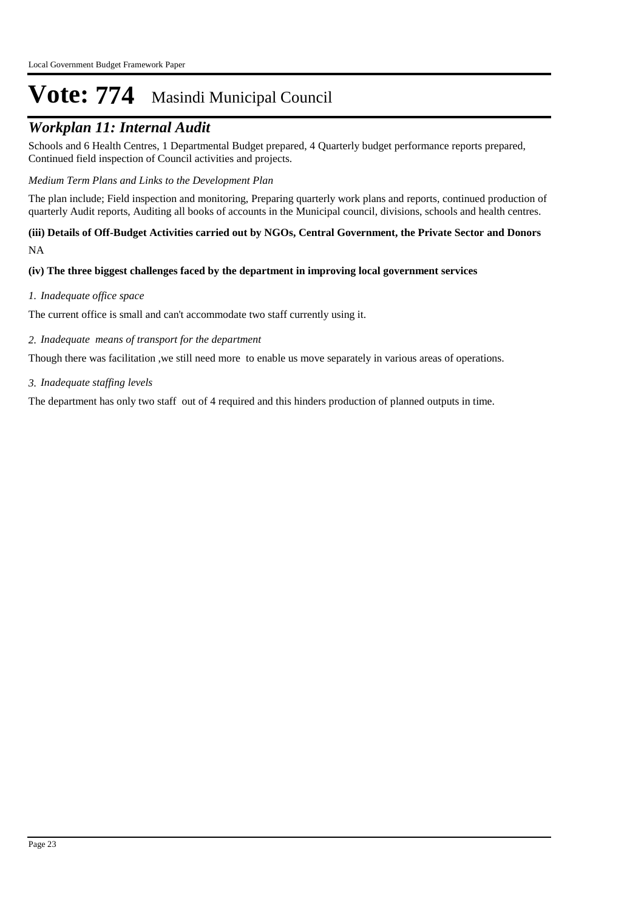# Vote: 774 Masindi Municipal Council

## *Workplan 11: Internal Audit*

Schools and 6 Health Centres, 1 Departmental Budget prepared, 4 Quarterly budget performance reports prepared, Continued field inspection of Council activities and projects.

*Medium Term Plans and Links to the Development Plan*

The plan include; Field inspection and monitoring, Preparing quarterly work plans and reports, continued production of quarterly Audit reports, Auditing all books of accounts in the Municipal council, divisions, schools and health centres.

**(iii) Details of Off-Budget Activities carried out by NGOs, Central Government, the Private Sector and Donors**

NA

**(iv) The three biggest challenges faced by the department in improving local government services**

*1. Inadequate office space*

The current office is small and can't accommodate two staff currently using it.

*2. Inadequate means of transport for the department*

Though there was facilitation ,we still need more to enable us move separately in various areas of operations.

*3. Inadequate staffing levels*

The department has only two staff out of 4 required and this hinders production of planned outputs in time.